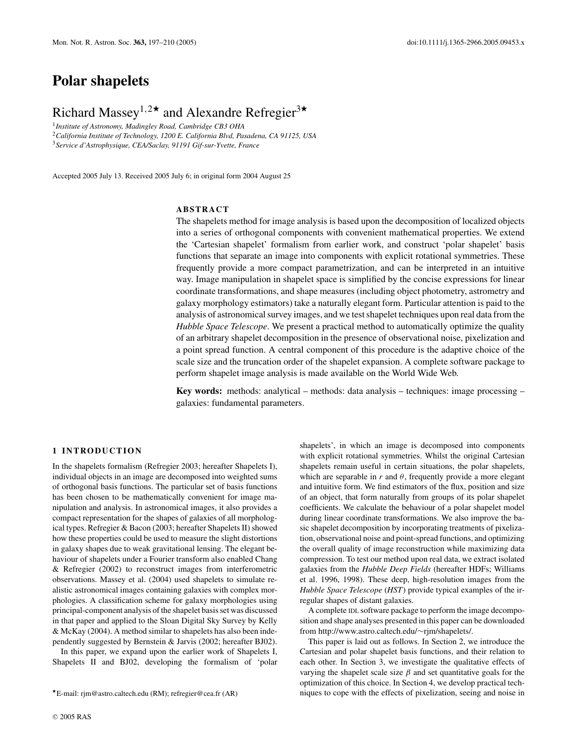# Polar shapelets

Richard Massey[1,2★] and Alexandre Refregier[3★]

[1] *Institute of Astronomy, Madingley Road, Cambridge CB3 OHA*
[2] *California Institute of Technology, 1200 E. California Blvd, Pasadena, CA 91125, USA*
[3] *Service d'Astrophysique, CEA/Saclay, 91191 Gif-sur-Yvette, France*

Accepted 2005 July 13. Received 2005 July 6; in original form 2004 August 25

## ABSTRACT

The shapelets method for image analysis is based upon the decomposition of localized objects into a series of orthogonal components with convenient mathematical properties. We extend the 'Cartesian shapelet' formalism from earlier work, and construct 'polar shapelet' basis functions that separate an image into components with explicit rotational symmetries. These frequently provide a more compact parametrization, and can be interpreted in an intuitive way. Image manipulation in shapelet space is simplified by the concise expressions for linear coordinate transformations, and shape measures (including object photometry, astrometry and galaxy morphology estimators) take a naturally elegant form. Particular attention is paid to the analysis of astronomical survey images, and we test shapelet techniques upon real data from the *Hubble Space Telescope*. We present a practical method to automatically optimize the quality of an arbitrary shapelet decomposition in the presence of observational noise, pixelization and a point spread function. A central component of this procedure is the adaptive choice of the scale size and the truncation order of the shapelet expansion. A complete software package to perform shapelet image analysis is made available on the World Wide Web.

**Key words:** methods: analytical – methods: data analysis – techniques: image processing – galaxies: fundamental parameters.

## 1 INTRODUCTION

In the shapelets formalism (Refregier 2003; hereafter Shapelets I), individual objects in an image are decomposed into weighted sums of orthogonal basis functions. The particular set of basis functions has been chosen to be mathematically convenient for image manipulation and analysis. In astronomical images, it also provides a compact representation for the shapes of galaxies of all morphological types. Refregier & Bacon (2003; hereafter Shapelets II) showed how these properties could be used to measure the slight distortions in galaxy shapes due to weak gravitational lensing. The elegant behaviour of shapelets under a Fourier transform also enabled Chang & Refregier (2002) to reconstruct images from interferometric observations. Massey et al. (2004) used shapelets to simulate realistic astronomical images containing galaxies with complex morphologies. A classification scheme for galaxy morphologies using principal-component analysis of the shapelet basis set was discussed in that paper and applied to the Sloan Digital Sky Survey by Kelly & McKay (2004). A method similar to shapelets has also been independently suggested by Bernstein & Jarvis (2002; hereafter BJ02).

In this paper, we expand upon the earlier work of Shapelets I, Shapelets II and BJ02, developing the formalism of 'polar shapelets', in which an image is decomposed into components with explicit rotational symmetries. Whilst the original Cartesian shapelets remain useful in certain situations, the polar shapelets, which are separable in $r$ and $\theta$, frequently provide a more elegant and intuitive form. We find estimators of the flux, position and size of an object, that form naturally from groups of its polar shapelet coefficients. We calculate the behaviour of a polar shapelet model during linear coordinate transformations. We also improve the basic shapelet decomposition by incorporating treatments of pixelization, observational noise and point-spread functions, and optimizing the overall quality of image reconstruction while maximizing data compression. To test our method upon real data, we extract isolated galaxies from the *Hubble Deep Fields* (hereafter HDFs; Williams et al. 1996, 1998). These deep, high-resolution images from the *Hubble Space Telescope* (*HST*) provide typical examples of the irregular shapes of distant galaxies.

A complete IDL software package to perform the image decomposition and shape analyses presented in this paper can be downloaded from http://www.astro.caltech.edu/~rjm/shapelets/.

This paper is laid out as follows. In Section 2, we introduce the Cartesian and polar shapelet basis functions, and their relation to each other. In Section 3, we investigate the qualitative effects of varying the shapelet scale size $\beta$ and set quantitative goals for the optimization of this choice. In Section 4, we develop practical techniques to cope with the effects of pixelization, seeing and noise in

★E-mail: rjm@astro.caltech.edu (RM); refregier@cea.fr (AR)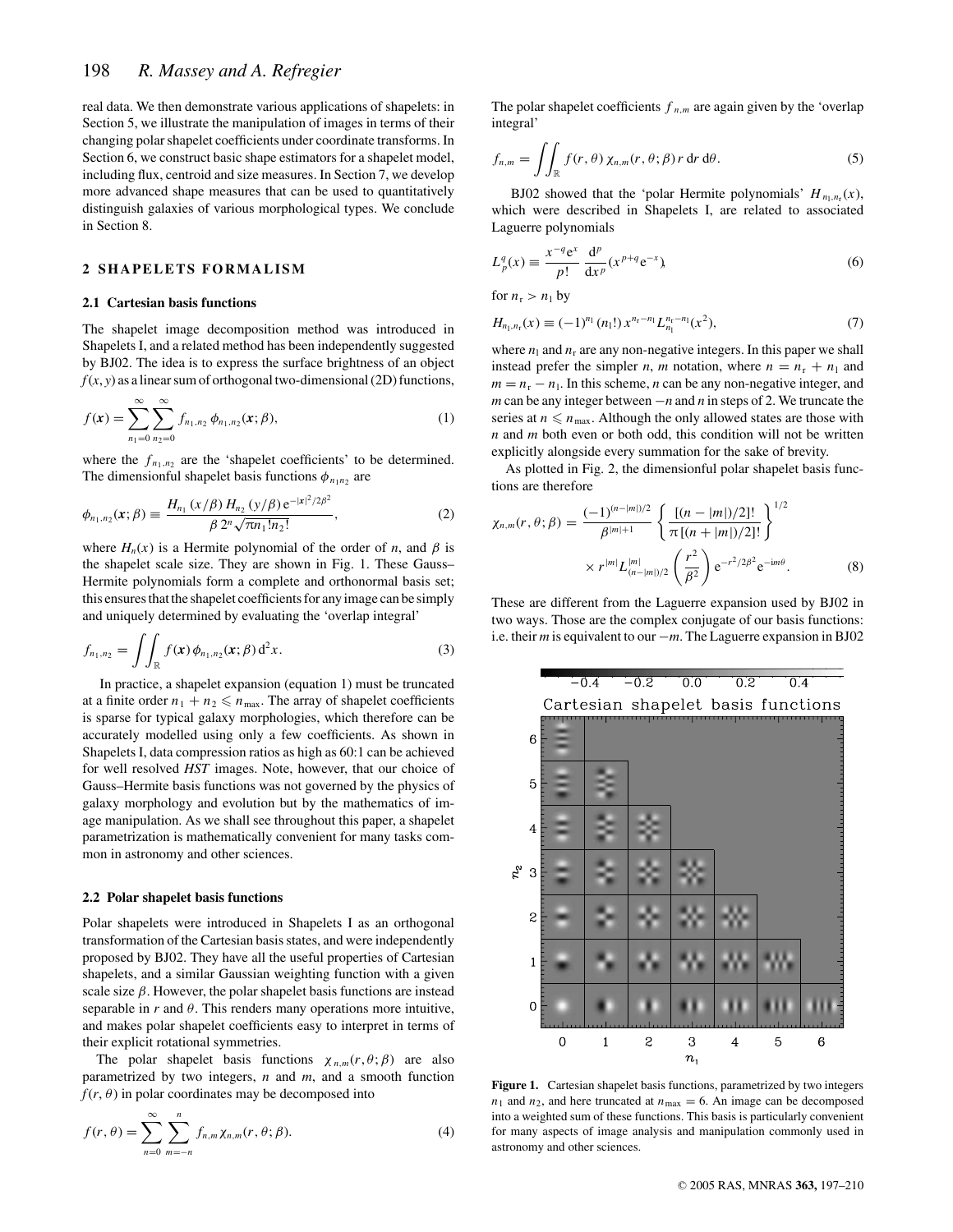real data. We then demonstrate various applications of shapelets: in Section 5, we illustrate the manipulation of images in terms of their changing polar shapelet coefficients under coordinate transforms. In Section 6, we construct basic shape estimators for a shapelet model, including flux, centroid and size measures. In Section 7, we develop more advanced shape measures that can be used to quantitatively distinguish galaxies of various morphological types. We conclude in Section 8.

## 2 SHAPELETS FORMALISM

### 2.1 Cartesian basis functions

The shapelet image decomposition method was introduced in Shapelets I, and a related method has been independently suggested by BJ02. The idea is to express the surface brightness of an object $f(x, y)$ as a linear sum of orthogonal two-dimensional (2D) functions,

$$f(\boldsymbol{x}) = \sum_{n_1=0}^{\infty} \sum_{n_2=0}^{\infty} f_{n_1,n_2}\, \phi_{n_1,n_2}(\boldsymbol{x}; \beta), \tag{1}$$

where the $f_{n_1,n_2}$ are the 'shapelet coefficients' to be determined. The dimensionful shapelet basis functions $\phi_{n_1 n_2}$ are

$$\phi_{n_1,n_2}(\boldsymbol{x}; \beta) \equiv \frac{H_{n_1}(x/\beta)\, H_{n_2}(y/\beta)\, \mathrm{e}^{-|\boldsymbol{x}|^2/2\beta^2}}{\beta\, 2^n \sqrt{\pi} n_1!\, n_2!}, \tag{2}$$

where $H_n(x)$ is a Hermite polynomial of the order of $n$, and $\beta$ is the shapelet scale size. They are shown in Fig. 1. These Gauss–Hermite polynomials form a complete and orthonormal basis set; this ensures that the shapelet coefficients for any image can be simply and uniquely determined by evaluating the 'overlap integral'

$$f_{n_1,n_2} = \iint_{\mathbb{R}} f(\boldsymbol{x})\, \phi_{n_1,n_2}(\boldsymbol{x}; \beta)\, \mathrm{d}^2 x. \tag{3}$$

In practice, a shapelet expansion (equation 1) must be truncated at a finite order $n_1 + n_2 \leqslant n_{\max}$. The array of shapelet coefficients is sparse for typical galaxy morphologies, which therefore can be accurately modelled using only a few coefficients. As shown in Shapelets I, data compression ratios as high as 60:1 can be achieved for well resolved *HST* images. Note, however, that our choice of Gauss–Hermite basis functions was not governed by the physics of galaxy morphology and evolution but by the mathematics of image manipulation. As we shall see throughout this paper, a shapelet parametrization is mathematically convenient for many tasks common in astronomy and other sciences.

### 2.2 Polar shapelet basis functions

Polar shapelets were introduced in Shapelets I as an orthogonal transformation of the Cartesian basis states, and were independently proposed by BJ02. They have all the useful properties of Cartesian shapelets, and a similar Gaussian weighting function with a given scale size $\beta$. However, the polar shapelet basis functions are instead separable in $r$ and $\theta$. This renders many operations more intuitive, and makes polar shapelet coefficients easy to interpret in terms of their explicit rotational symmetries.

The polar shapelet basis functions $\chi_{n,m}(r, \theta; \beta)$ are also parametrized by two integers, $n$ and $m$, and a smooth function $f(r, \theta)$ in polar coordinates may be decomposed into

$$f(r, \theta) = \sum_{n=0}^{\infty} \sum_{m=-n}^{n} f_{n,m}\, \chi_{n,m}(r, \theta; \beta). \tag{4}$$

The polar shapelet coefficients $f_{n,m}$ are again given by the 'overlap integral'

$$f_{n,m} = \iint_{\mathbb{R}} f(r, \theta)\, \chi_{n,m}(r, \theta; \beta)\, r\, \mathrm{d}r\, \mathrm{d}\theta. \tag{5}$$

BJ02 showed that the 'polar Hermite polynomials' $H_{n_l,n_r}(x)$, which were described in Shapelets I, are related to associated Laguerre polynomials

$$L_p^q(x) \equiv \frac{x^{-q} \mathrm{e}^x}{p!} \frac{\mathrm{d}^p}{\mathrm{d}x^p}(x^{p+q} \mathrm{e}^{-x}), \tag{6}$$

for $n_r > n_l$ by

$$H_{n_l,n_r}(x) \equiv (-1)^{n_l}\, (n_l!)\, x^{n_r - n_l} L_{n_l}^{n_r - n_l}(x^2), \tag{7}$$

where $n_l$ and $n_r$ are any non-negative integers. In this paper we shall instead prefer the simpler $n$, $m$ notation, where $n = n_r + n_l$ and $m = n_r - n_l$. In this scheme, $n$ can be any non-negative integer, and $m$ can be any integer between $-n$ and $n$ in steps of 2. We truncate the series at $n \leqslant n_{\max}$. Although the only allowed states are those with $n$ and $m$ both even or both odd, this condition will not be written explicitly alongside every summation for the sake of brevity.

As plotted in Fig. 2, the dimensionful polar shapelet basis functions are therefore

$$\chi_{n,m}(r, \theta; \beta) = \frac{(-1)^{(n-|m|)/2}}{\beta^{|m|+1}} \left\{ \frac{[(n-|m|)/2]!}{\pi\, [(n+|m|)/2]!} \right\}^{1/2} \times r^{|m|} L^{|m|}_{(n-|m|)/2}\left(\frac{r^2}{\beta^2}\right) \mathrm{e}^{-r^2/2\beta^2} \mathrm{e}^{-\mathrm{i}m\theta}. \tag{8}$$

These are different from the Laguerre expansion used by BJ02 in two ways. Those are the complex conjugate of our basis functions: i.e. their $m$ is equivalent to our $-m$. The Laguerre expansion in BJ02

**Figure 1.** Cartesian shapelet basis functions, parametrized by two integers $n_1$ and $n_2$, and here truncated at $n_{\max} = 6$. An image can be decomposed into a weighted sum of these functions. This basis is particularly convenient for many aspects of image analysis and manipulation commonly used in astronomy and other sciences.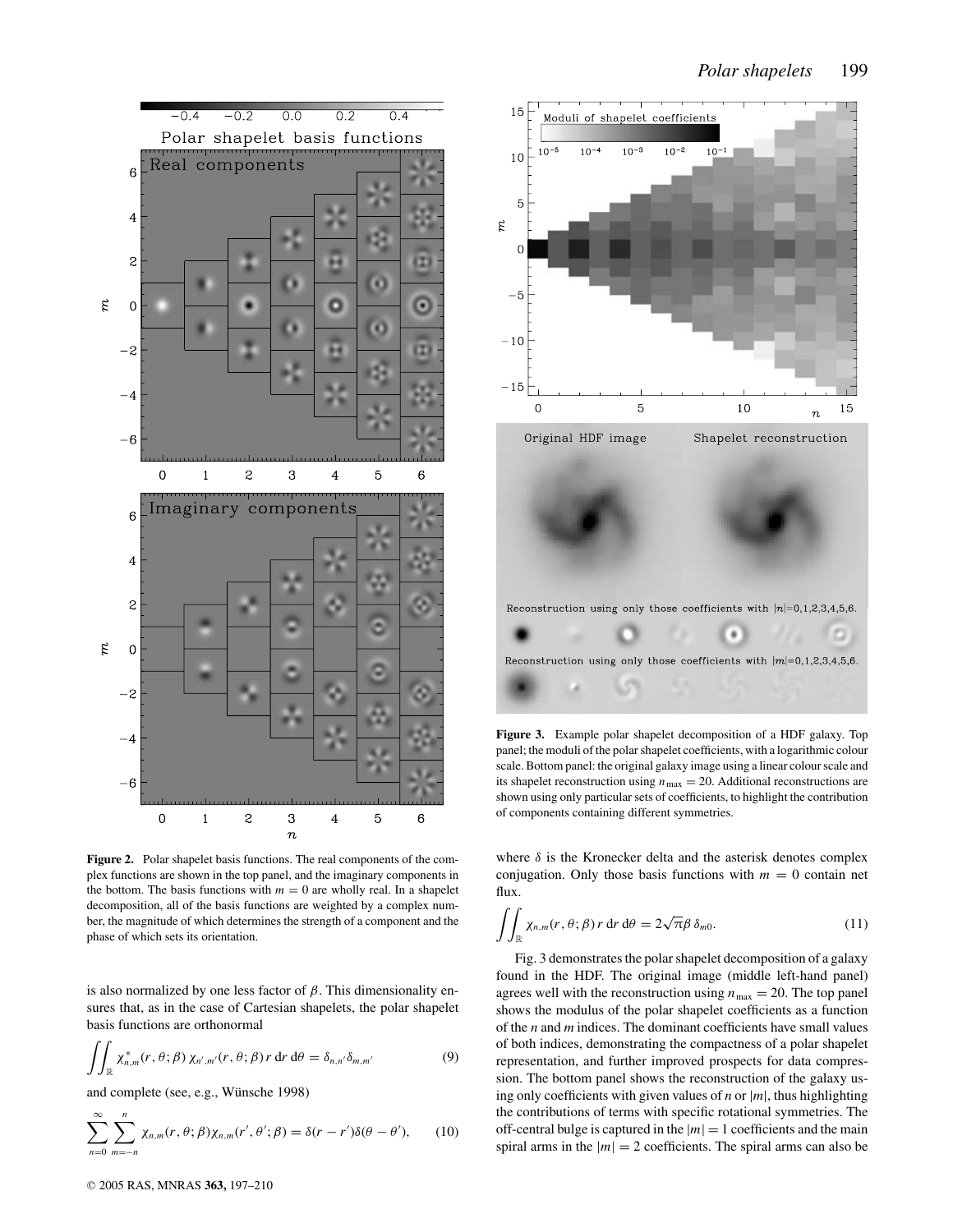**Figure 2.** Polar shapelet basis functions. The real components of the complex functions are shown in the top panel, and the imaginary components in the bottom. The basis functions with $m = 0$ are wholly real. In a shapelet decomposition, all of the basis functions are weighted by a complex number, the magnitude of which determines the strength of a component and the phase of which sets its orientation.

**Figure 3.** Example polar shapelet decomposition of a HDF galaxy. Top panel; the moduli of the polar shapelet coefficients, with a logarithmic colour scale. Bottom panel: the original galaxy image using a linear colour scale and its shapelet reconstruction using $n_{\max} = 20$. Additional reconstructions are shown using only particular sets of coefficients, to highlight the contribution of components containing different symmetries.

is also normalized by one less factor of $\beta$. This dimensionality ensures that, as in the case of Cartesian shapelets, the polar shapelet basis functions are orthonormal

$$\iint_{\mathbb{R}} \chi^*_{n,m}(r, \theta; \beta)\, \chi_{n',m'}(r, \theta; \beta)\, r \, \mathrm{d}r \, \mathrm{d}\theta = \delta_{n,n'} \delta_{m,m'} \tag{9}$$

and complete (see, e.g., Wünsche 1998)

$$\sum_{n=0}^{\infty} \sum_{m=-n}^{n} \chi_{n,m}(r, \theta; \beta) \chi_{n,m}(r', \theta'; \beta) = \delta(r - r') \delta(\theta - \theta'), \tag{10}$$

where $\delta$ is the Kronecker delta and the asterisk denotes complex conjugation. Only those basis functions with $m = 0$ contain net flux.

$$\iint_{\mathbb{R}} \chi_{n,m}(r, \theta; \beta)\, r \, \mathrm{d}r \, \mathrm{d}\theta = 2\sqrt{\pi}\beta\, \delta_{m0}. \tag{11}$$

Fig. 3 demonstrates the polar shapelet decomposition of a galaxy found in the HDF. The original image (middle left-hand panel) agrees well with the reconstruction using $n_{\max} = 20$. The top panel shows the modulus of the polar shapelet coefficients as a function of the $n$ and $m$ indices. The dominant coefficients have small values of both indices, demonstrating the compactness of a polar shapelet representation, and further improved prospects for data compression. The bottom panel shows the reconstruction of the galaxy using only coefficients with given values of $n$ or $|m|$, thus highlighting the contributions of terms with specific rotational symmetries. The off-central bulge is captured in the $|m| = 1$ coefficients and the main spiral arms in the $|m| = 2$ coefficients. The spiral arms can also be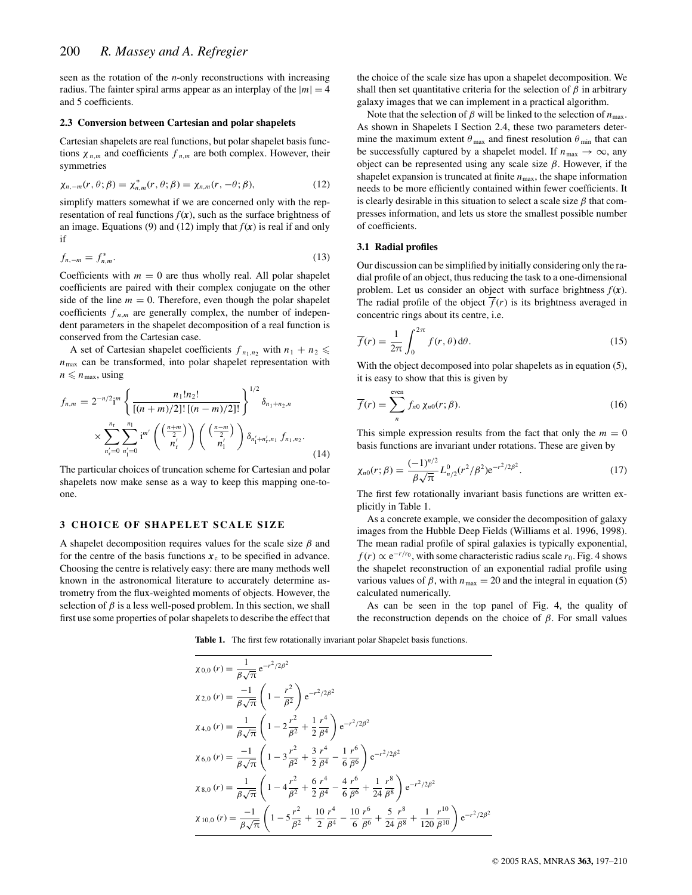seen as the rotation of the $n$-only reconstructions with increasing radius. The fainter spiral arms appear as an interplay of the $|m| = 4$ and 5 coefficients.

### 2.3 Conversion between Cartesian and polar shapelets

Cartesian shapelets are real functions, but polar shapelet basis functions $\chi_{n,m}$ and coefficients $f_{n,m}$ are both complex. However, their symmetries

$$\chi_{n,-m}(r,\theta;\beta) = \chi^*_{n,m}(r,\theta;\beta) = \chi_{n,m}(r,-\theta;\beta), \tag{12}$$

simplify matters somewhat if we are concerned only with the representation of real functions $f(\boldsymbol{x})$, such as the surface brightness of an image. Equations (9) and (12) imply that $f(\boldsymbol{x})$ is real if and only if

$$f_{n,-m} = f^*_{n,m}. \tag{13}$$

Coefficients with $m = 0$ are thus wholly real. All polar shapelet coefficients are paired with their complex conjugate on the other side of the line $m = 0$. Therefore, even though the polar shapelet coefficients $f_{n,m}$ are generally complex, the number of independent parameters in the shapelet decomposition of a real function is conserved from the Cartesian case.

A set of Cartesian shapelet coefficients $f_{n_1,n_2}$ with $n_1 + n_2 \leqslant n_{\max}$ can be transformed, into polar shapelet representation with $n \leqslant n_{\max}$, using

$$f_{n,m} = 2^{-n/2}\mathrm{i}^m \left\{ \frac{n_1!n_2!}{[(n+m)/2]!\,[(n-m)/2]!} \right\}^{1/2} \delta_{n_1+n_2,n} \times \sum_{n'_r=0}^{n_r} \sum_{n'_l=0}^{n_l} \mathrm{i}^{m'} \binom{\left(\frac{n+m}{2}\right)}{n'_r} \binom{\left(\frac{n-m}{2}\right)}{n'_l} \delta_{n'_l+n'_r,n_1} f_{n_1,n_2}. \tag{14}$$

The particular choices of truncation scheme for Cartesian and polar shapelets now make sense as a way to keep this mapping one-to-one.

## 3 CHOICE OF SHAPELET SCALE SIZE

A shapelet decomposition requires values for the scale size $\beta$ and for the centre of the basis functions $\boldsymbol{x}_c$ to be specified in advance. Choosing the centre is relatively easy: there are many methods well known in the astronomical literature to accurately determine astrometry from the flux-weighted moments of objects. However, the selection of $\beta$ is a less well-posed problem. In this section, we shall first use some properties of polar shapelets to describe the effect that the choice of the scale size has upon a shapelet decomposition. We shall then set quantitative criteria for the selection of $\beta$ in arbitrary galaxy images that we can implement in a practical algorithm.

Note that the selection of $\beta$ will be linked to the selection of $n_{\max}$. As shown in Shapelets I Section 2.4, these two parameters determine the maximum extent $\theta_{\max}$ and finest resolution $\theta_{\min}$ that can be successfully captured by a shapelet model. If $n_{\max} \to \infty$, any object can be represented using any scale size $\beta$. However, if the shapelet expansion is truncated at finite $n_{\max}$, the shape information needs to be more efficiently contained within fewer coefficients. It is clearly desirable in this situation to select a scale size $\beta$ that compresses information, and lets us store the smallest possible number of coefficients.

### 3.1 Radial profiles

Our discussion can be simplified by initially considering only the radial profile of an object, thus reducing the task to a one-dimensional problem. Let us consider an object with surface brightness $f(\boldsymbol{x})$. The radial profile of the object $\overline{f}(r)$ is its brightness averaged in concentric rings about its centre, i.e.

$$\overline{f}(r) = \frac{1}{2\pi}\int_0^{2\pi} f(r,\theta)\,\mathrm{d}\theta. \tag{15}$$

With the object decomposed into polar shapelets as in equation (5), it is easy to show that this is given by

$$\overline{f}(r) = \sum_n^{\text{even}} f_{n0}\,\chi_{n0}(r;\beta). \tag{16}$$

This simple expression results from the fact that only the $m = 0$ basis functions are invariant under rotations. These are given by

$$\chi_{n0}(r;\beta) = \frac{(-1)^{n/2}}{\beta\sqrt{\pi}} L^0_{n/2}(r^2/\beta^2)\mathrm{e}^{-r^2/2\beta^2}. \tag{17}$$

The first few rotationally invariant basis functions are written explicitly in Table 1.

As a concrete example, we consider the decomposition of galaxy images from the Hubble Deep Fields (Williams et al. 1996, 1998). The mean radial profile of spiral galaxies is typically exponential, $f(r) \propto \mathrm{e}^{-r/r_0}$, with some characteristic radius scale $r_0$. Fig. 4 shows the shapelet reconstruction of an exponential radial profile using various values of $\beta$, with $n_{\max} = 20$ and the integral in equation (5) calculated numerically.

As can be seen in the top panel of Fig. 4, the quality of the reconstruction depends on the choice of $\beta$. For small values

**Table 1.** The first few rotationally invariant polar Shapelet basis functions.

$$\chi_{0,0}(r) = \frac{1}{\beta\sqrt{\pi}}\,\mathrm{e}^{-r^2/2\beta^2}$$

$$\chi_{2,0}(r) = \frac{-1}{\beta\sqrt{\pi}}\left(1 - \frac{r^2}{\beta^2}\right)\mathrm{e}^{-r^2/2\beta^2}$$

$$\chi_{4,0}(r) = \frac{1}{\beta\sqrt{\pi}}\left(1 - 2\frac{r^2}{\beta^2} + \frac{1}{2}\frac{r^4}{\beta^4}\right)\mathrm{e}^{-r^2/2\beta^2}$$

$$\chi_{6,0}(r) = \frac{-1}{\beta\sqrt{\pi}}\left(1 - 3\frac{r^2}{\beta^2} + \frac{3}{2}\frac{r^4}{\beta^4} - \frac{1}{6}\frac{r^6}{\beta^6}\right)\mathrm{e}^{-r^2/2\beta^2}$$

$$\chi_{8,0}(r) = \frac{1}{\beta\sqrt{\pi}}\left(1 - 4\frac{r^2}{\beta^2} + \frac{6}{2}\frac{r^4}{\beta^4} - \frac{4}{6}\frac{r^6}{\beta^6} + \frac{1}{24}\frac{r^8}{\beta^8}\right)\mathrm{e}^{-r^2/2\beta^2}$$

$$\chi_{10,0}(r) = \frac{-1}{\beta\sqrt{\pi}}\left(1 - 5\frac{r^2}{\beta^2} + \frac{10}{2}\frac{r^4}{\beta^4} - \frac{10}{6}\frac{r^6}{\beta^6} + \frac{5}{24}\frac{r^8}{\beta^8} + \frac{1}{120}\frac{r^{10}}{\beta^{10}}\right)\mathrm{e}^{-r^2/2\beta^2}$$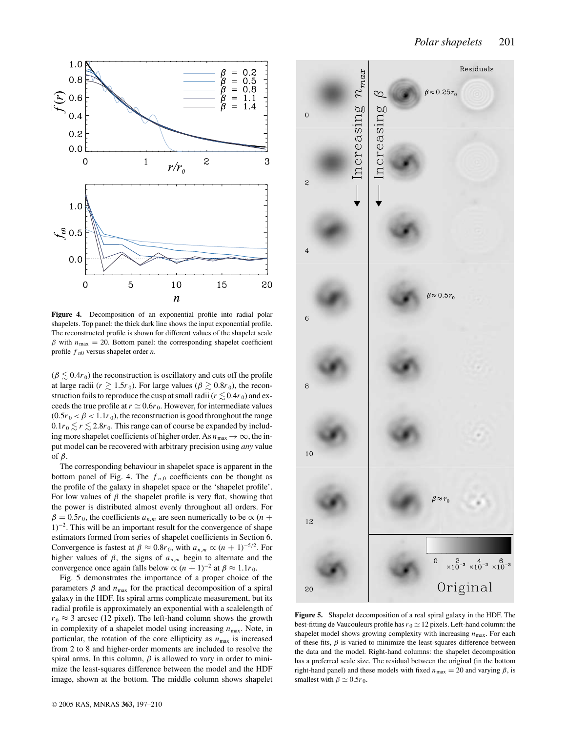**Figure 4.** Decomposition of an exponential profile into radial polar shapelets. Top panel: the thick dark line shows the input exponential profile. The reconstructed profile is shown for different values of the shapelet scale $\beta$ with $n_{\max} = 20$. Bottom panel: the corresponding shapelet coefficient profile $f_{n0}$ versus shapelet order $n$.

($\beta \lesssim 0.4r_0$) the reconstruction is oscillatory and cuts off the profile at large radii ($r \gtrsim 1.5r_0$). For large values ($\beta \gtrsim 0.8r_0$), the reconstruction fails to reproduce the cusp at small radii ($r \lesssim 0.4r_0$) and exceeds the true profile at $r \simeq 0.6r_0$. However, for intermediate values ($0.5r_0 < \beta < 1.1r_0$), the reconstruction is good throughout the range $0.1r_0 \lesssim r \lesssim 2.8r_0$. This range can of course be expanded by including more shapelet coefficients of higher order. As $n_{\max} \to \infty$, the input model can be recovered with arbitrary precision using *any* value of $\beta$.

The corresponding behaviour in shapelet space is apparent in the bottom panel of Fig. 4. The $f_{n,0}$ coefficients can be thought as the profile of the galaxy in shapelet space or the 'shapelet profile'. For low values of $\beta$ the shapelet profile is very flat, showing that the power is distributed almost evenly throughout all orders. For $\beta = 0.5r_0$, the coefficients $a_{n,m}$ are seen numerically to be $\propto (n + 1)^{-2}$. This will be an important result for the convergence of shape estimators formed from series of shapelet coefficients in Section 6. Convergence is fastest at $\beta \approx 0.8r_0$, with $a_{n,m} \propto (n + 1)^{-5/2}$. For higher values of $\beta$, the signs of $a_{n,m}$ begin to alternate and the convergence once again falls below $\propto (n + 1)^{-2}$ at $\beta \approx 1.1r_0$.

Fig. 5 demonstrates the importance of a proper choice of the parameters $\beta$ and $n_{\max}$ for the practical decomposition of a spiral galaxy in the HDF. Its spiral arms complicate measurement, but its radial profile is approximately an exponential with a scalelength of $r_0 \approx 3$ arcsec (12 pixel). The left-hand column shows the growth in complexity of a shapelet model using increasing $n_{\max}$. Note, in particular, the rotation of the core ellipticity as $n_{\max}$ is increased from 2 to 8 and higher-order moments are included to resolve the spiral arms. In this column, $\beta$ is allowed to vary in order to minimize the least-squares difference between the model and the HDF image, shown at the bottom. The middle column shows shapelet

**Figure 5.** Shapelet decomposition of a real spiral galaxy in the HDF. The best-fitting de Vaucouleurs profile has $r_0 \simeq 12$ pixels. Left-hand column: the shapelet model shows growing complexity with increasing $n_{\max}$. For each of these fits, $\beta$ is varied to minimize the least-squares difference between the data and the model. Right-hand columns: the shapelet decomposition has a preferred scale size. The residual between the original (in the bottom right-hand panel) and these models with fixed $n_{\max} = 20$ and varying $\beta$, is smallest with $\beta \simeq 0.5r_0$.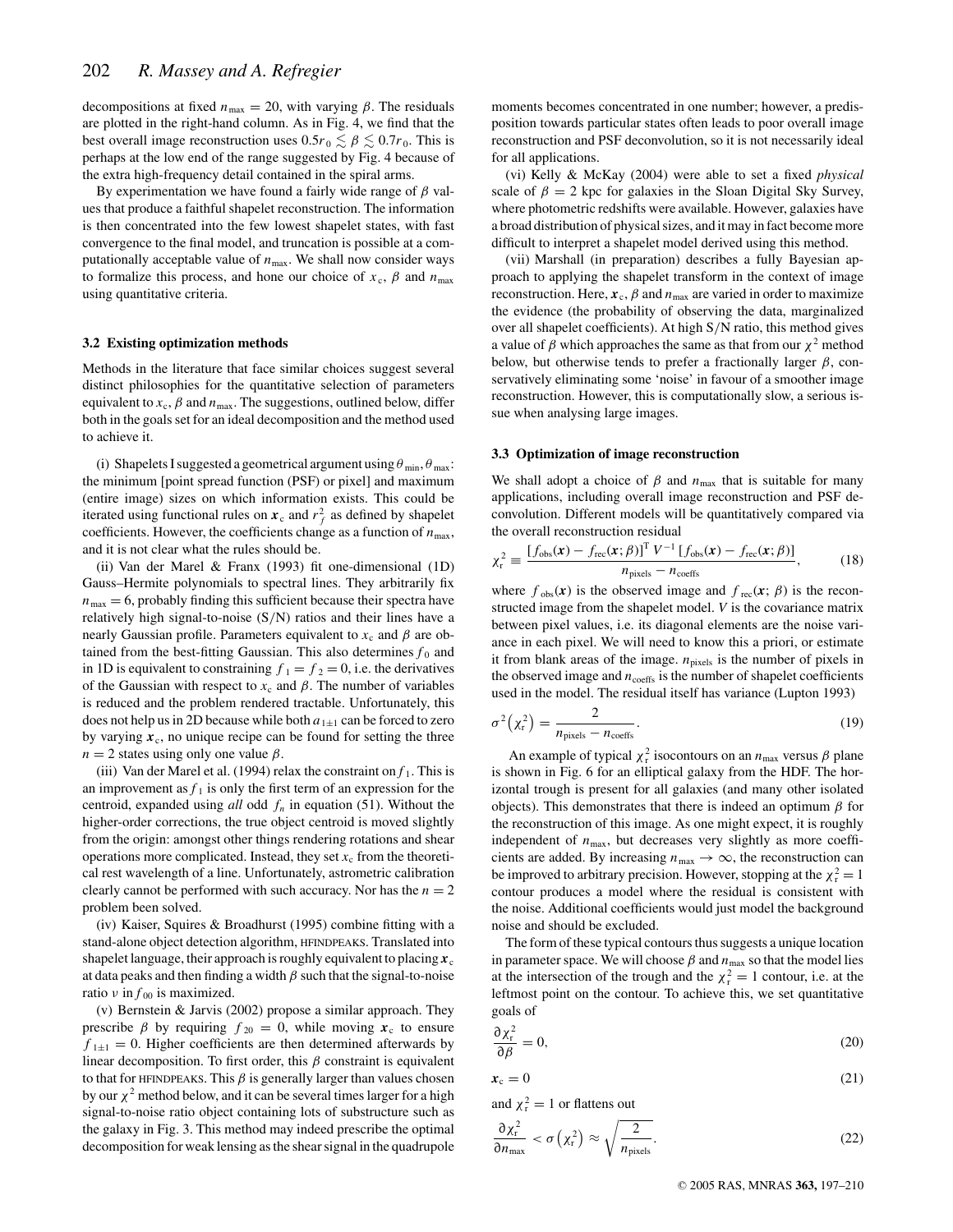decompositions at fixed $n_{\max} = 20$, with varying $\beta$. The residuals are plotted in the right-hand column. As in Fig. 4, we find that the best overall image reconstruction uses $0.5r_0 \lesssim \beta \lesssim 0.7r_0$. This is perhaps at the low end of the range suggested by Fig. 4 because of the extra high-frequency detail contained in the spiral arms.

By experimentation we have found a fairly wide range of $\beta$ values that produce a faithful shapelet reconstruction. The information is then concentrated into the few lowest shapelet states, with fast convergence to the final model, and truncation is possible at a computationally acceptable value of $n_{\max}$. We shall now consider ways to formalize this process, and hone our choice of $x_c$, $\beta$ and $n_{\max}$ using quantitative criteria.

### 3.2 Existing optimization methods

Methods in the literature that face similar choices suggest several distinct philosophies for the quantitative selection of parameters equivalent to $x_c$, $\beta$ and $n_{\max}$. The suggestions, outlined below, differ both in the goals set for an ideal decomposition and the method used to achieve it.

(i) Shapelets I suggested a geometrical argument using $\theta_{\min}, \theta_{\max}$: the minimum [point spread function (PSF) or pixel] and maximum (entire image) sizes on which information exists. This could be iterated using functional rules on $\boldsymbol{x}_c$ and $r_f^2$ as defined by shapelet coefficients. However, the coefficients change as a function of $n_{\max}$, and it is not clear what the rules should be.

(ii) Van der Marel & Franx (1993) fit one-dimensional (1D) Gauss–Hermite polynomials to spectral lines. They arbitrarily fix $n_{\max} = 6$, probably finding this sufficient because their spectra have relatively high signal-to-noise (S/N) ratios and their lines have a nearly Gaussian profile. Parameters equivalent to $x_c$ and $\beta$ are obtained from the best-fitting Gaussian. This also determines $f_0$ and in 1D is equivalent to constraining $f_1 = f_2 = 0$, i.e. the derivatives of the Gaussian with respect to $x_c$ and $\beta$. The number of variables is reduced and the problem rendered tractable. Unfortunately, this does not help us in 2D because while both $a_{1\pm1}$ can be forced to zero by varying $\boldsymbol{x}_c$, no unique recipe can be found for setting the three $n = 2$ states using only one value $\beta$.

(iii) Van der Marel et al. (1994) relax the constraint on $f_1$. This is an improvement as $f_1$ is only the first term of an expression for the centroid, expanded using *all* odd $f_n$ in equation (51). Without the higher-order corrections, the true object centroid is moved slightly from the origin: amongst other things rendering rotations and shear operations more complicated. Instead, they set $x_c$ from the theoretical rest wavelength of a line. Unfortunately, astrometric calibration clearly cannot be performed with such accuracy. Nor has the $n = 2$ problem been solved.

(iv) Kaiser, Squires & Broadhurst (1995) combine fitting with a stand-alone object detection algorithm, HFINDPEAKS. Translated into shapelet language, their approach is roughly equivalent to placing $\boldsymbol{x}_c$ at data peaks and then finding a width $\beta$ such that the signal-to-noise ratio $\nu$ in $f_{00}$ is maximized.

(v) Bernstein & Jarvis (2002) propose a similar approach. They prescribe $\beta$ by requiring $f_{20} = 0$, while moving $\boldsymbol{x}_c$ to ensure $f_{1\pm1} = 0$. Higher coefficients are then determined afterwards by linear decomposition. To first order, this $\beta$ constraint is equivalent to that for HFINDPEAKS. This $\beta$ is generally larger than values chosen by our $\chi^2$ method below, and it can be several times larger for a high signal-to-noise ratio object containing lots of substructure such as the galaxy in Fig. 3. This method may indeed prescribe the optimal decomposition for weak lensing as the shear signal in the quadrupole moments becomes concentrated in one number; however, a predisposition towards particular states often leads to poor overall image reconstruction and PSF deconvolution, so it is not necessarily ideal for all applications.

(vi) Kelly & McKay (2004) were able to set a fixed *physical* scale of $\beta = 2$ kpc for galaxies in the Sloan Digital Sky Survey, where photometric redshifts were available. However, galaxies have a broad distribution of physical sizes, and it may in fact become more difficult to interpret a shapelet model derived using this method.

(vii) Marshall (in preparation) describes a fully Bayesian approach to applying the shapelet transform in the context of image reconstruction. Here, $\boldsymbol{x}_c$, $\beta$ and $n_{\max}$ are varied in order to maximize the evidence (the probability of observing the data, marginalized over all shapelet coefficients). At high S/N ratio, this method gives a value of $\beta$ which approaches the same as that from our $\chi^2$ method below, but otherwise tends to prefer a fractionally larger $\beta$, conservatively eliminating some 'noise' in favour of a smoother image reconstruction. However, this is computationally slow, a serious issue when analysing large images.

### 3.3 Optimization of image reconstruction

We shall adopt a choice of $\beta$ and $n_{\max}$ that is suitable for many applications, including overall image reconstruction and PSF deconvolution. Different models will be quantitatively compared via the overall reconstruction residual

$$\chi_r^2 \equiv \frac{[f_{\rm obs}(\boldsymbol{x}) - f_{\rm rec}(\boldsymbol{x};\beta)]^{\rm T}\, V^{-1}\, [f_{\rm obs}(\boldsymbol{x}) - f_{\rm rec}(\boldsymbol{x};\beta)]}{n_{\rm pixels} - n_{\rm coeffs}}, \tag{18}$$

where $f_{\rm obs}(\boldsymbol{x})$ is the observed image and $f_{\rm rec}(\boldsymbol{x};\beta)$ is the reconstructed image from the shapelet model. $V$ is the covariance matrix between pixel values, i.e. its diagonal elements are the noise variance in each pixel. We will need to know this a priori, or estimate it from blank areas of the image. $n_{\rm pixels}$ is the number of pixels in the observed image and $n_{\rm coeffs}$ is the number of shapelet coefficients used in the model. The residual itself has variance (Lupton 1993)

$$\sigma^2\left(\chi_r^2\right) = \frac{2}{n_{\rm pixels} - n_{\rm coeffs}}. \tag{19}$$

An example of typical $\chi_r^2$ isocontours on an $n_{\max}$ versus $\beta$ plane is shown in Fig. 6 for an elliptical galaxy from the HDF. The horizontal trough is present for all galaxies (and many other isolated objects). This demonstrates that there is indeed an optimum $\beta$ for the reconstruction of this image. As one might expect, it is roughly independent of $n_{\max}$, but decreases very slightly as more coefficients are added. By increasing $n_{\max} \to \infty$, the reconstruction can be improved to arbitrary precision. However, stopping at the $\chi_r^2 = 1$ contour produces a model where the residual is consistent with the noise. Additional coefficients would just model the background noise and should be excluded.

The form of these typical contours thus suggests a unique location in parameter space. We will choose $\beta$ and $n_{\max}$ so that the model lies at the intersection of the trough and the $\chi_r^2 = 1$ contour, i.e. at the leftmost point on the contour. To achieve this, we set quantitative goals of

$$\frac{\partial \chi_r^2}{\partial \beta} = 0, \tag{20}$$

$$\boldsymbol{x}_c = 0 \tag{21}$$

and $\chi_r^2 = 1$ or flattens out

$$\frac{\partial \chi_r^2}{\partial n_{\max}} < \sigma\left(\chi_r^2\right) \approx \sqrt{\frac{2}{n_{\rm pixels}}}. \tag{22}$$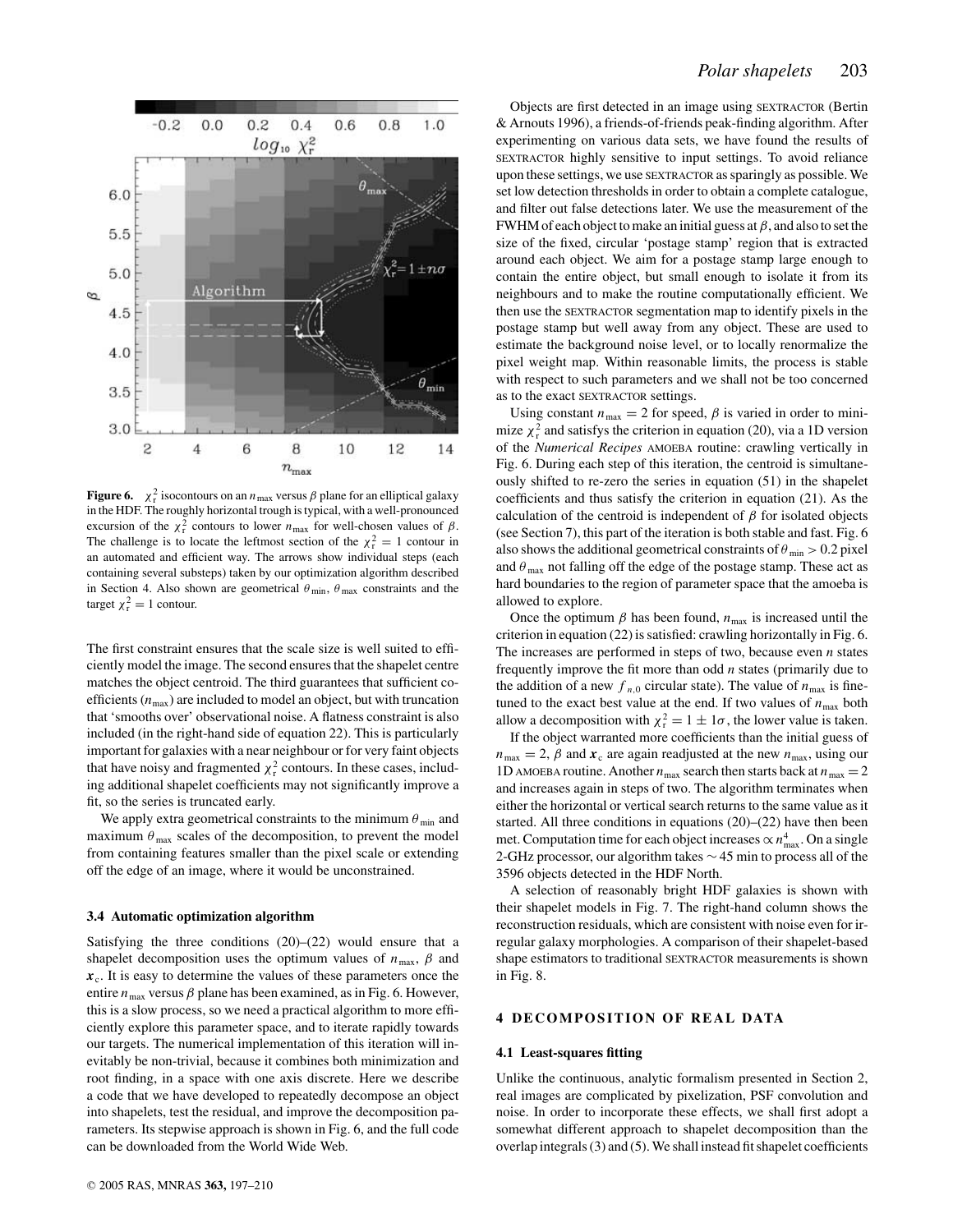**Figure 6.** $\chi_r^2$ isocontours on an $n_{\max}$ versus $\beta$ plane for an elliptical galaxy in the HDF. The roughly horizontal trough is typical, with a well-pronounced excursion of the $\chi_r^2$ contours to lower $n_{\max}$ for well-chosen values of $\beta$. The challenge is to locate the leftmost section of the $\chi_r^2 = 1$ contour in an automated and efficient way. The arrows show individual steps (each containing several substeps) taken by our optimization algorithm described in Section 4. Also shown are geometrical $\theta_{\min}$, $\theta_{\max}$ constraints and the target $\chi_r^2 = 1$ contour.

The first constraint ensures that the scale size is well suited to efficiently model the image. The second ensures that the shapelet centre matches the object centroid. The third guarantees that sufficient coefficients ($n_{\max}$) are included to model an object, but with truncation that 'smooths over' observational noise. A flatness constraint is also included (in the right-hand side of equation 22). This is particularly important for galaxies with a near neighbour or for very faint objects that have noisy and fragmented $\chi_r^2$ contours. In these cases, including additional shapelet coefficients may not significantly improve a fit, so the series is truncated early.

We apply extra geometrical constraints to the minimum $\theta_{\min}$ and maximum $\theta_{\max}$ scales of the decomposition, to prevent the model from containing features smaller than the pixel scale or extending off the edge of an image, where it would be unconstrained.

### 3.4 Automatic optimization algorithm

Satisfying the three conditions (20)–(22) would ensure that a shapelet decomposition uses the optimum values of $n_{\max}$, $\beta$ and $\boldsymbol{x}_c$. It is easy to determine the values of these parameters once the entire $n_{\max}$ versus $\beta$ plane has been examined, as in Fig. 6. However, this is a slow process, so we need a practical algorithm to more efficiently explore this parameter space, and to iterate rapidly towards our targets. The numerical implementation of this iteration will inevitably be non-trivial, because it combines both minimization and root finding, in a space with one axis discrete. Here we describe a code that we have developed to repeatedly decompose an object into shapelets, test the residual, and improve the decomposition parameters. Its stepwise approach is shown in Fig. 6, and the full code can be downloaded from the World Wide Web.

Objects are first detected in an image using SEXTRACTOR (Bertin & Arnouts 1996), a friends-of-friends peak-finding algorithm. After experimenting on various data sets, we have found the results of SEXTRACTOR highly sensitive to input settings. To avoid reliance upon these settings, we use SEXTRACTOR as sparingly as possible. We set low detection thresholds in order to obtain a complete catalogue, and filter out false detections later. We use the measurement of the FWHM of each object to make an initial guess at $\beta$, and also to set the size of the fixed, circular 'postage stamp' region that is extracted around each object. We aim for a postage stamp large enough to contain the entire object, but small enough to isolate it from its neighbours and to make the routine computationally efficient. We then use the SEXTRACTOR segmentation map to identify pixels in the postage stamp but well away from any object. These are used to estimate the background noise level, or to locally renormalize the pixel weight map. Within reasonable limits, the process is stable with respect to such parameters and we shall not be too concerned as to the exact SEXTRACTOR settings.

Using constant $n_{\max} = 2$ for speed, $\beta$ is varied in order to minimize $\chi_r^2$ and satisfys the criterion in equation (20), via a 1D version of the *Numerical Recipes* AMOEBA routine: crawling vertically in Fig. 6. During each step of this iteration, the centroid is simultaneously shifted to re-zero the series in equation (51) in the shapelet coefficients and thus satisfy the criterion in equation (21). As the calculation of the centroid is independent of $\beta$ for isolated objects (see Section 7), this part of the iteration is both stable and fast. Fig. 6 also shows the additional geometrical constraints of $\theta_{\min} > 0.2$ pixel and $\theta_{\max}$ not falling off the edge of the postage stamp. These act as hard boundaries to the region of parameter space that the amoeba is allowed to explore.

Once the optimum $\beta$ has been found, $n_{\max}$ is increased until the criterion in equation (22) is satisfied: crawling horizontally in Fig. 6. The increases are performed in steps of two, because even $n$ states frequently improve the fit more than odd $n$ states (primarily due to the addition of a new $f_{n,0}$ circular state). The value of $n_{\max}$ is fine-tuned to the exact best value at the end. If two values of $n_{\max}$ both allow a decomposition with $\chi_r^2 = 1 \pm 1\sigma$, the lower value is taken.

If the object warranted more coefficients than the initial guess of $n_{\max} = 2$, $\beta$ and $\boldsymbol{x}_c$ are again readjusted at the new $n_{\max}$, using our 1D AMOEBA routine. Another $n_{\max}$ search then starts back at $n_{\max} = 2$ and increases again in steps of two. The algorithm terminates when either the horizontal or vertical search returns to the same value as it started. All three conditions in equations (20)–(22) have then been met. Computation time for each object increases $\propto n_{\max}^4$. On a single 2-GHz processor, our algorithm takes $\sim 45$ min to process all of the 3596 objects detected in the HDF North.

A selection of reasonably bright HDF galaxies is shown with their shapelet models in Fig. 7. The right-hand column shows the reconstruction residuals, which are consistent with noise even for irregular galaxy morphologies. A comparison of their shapelet-based shape estimators to traditional SEXTRACTOR measurements is shown in Fig. 8.

## 4 DECOMPOSITION OF REAL DATA

### 4.1 Least-squares fitting

Unlike the continuous, analytic formalism presented in Section 2, real images are complicated by pixelization, PSF convolution and noise. In order to incorporate these effects, we shall first adopt a somewhat different approach to shapelet decomposition than the overlap integrals (3) and (5). We shall instead fit shapelet coefficients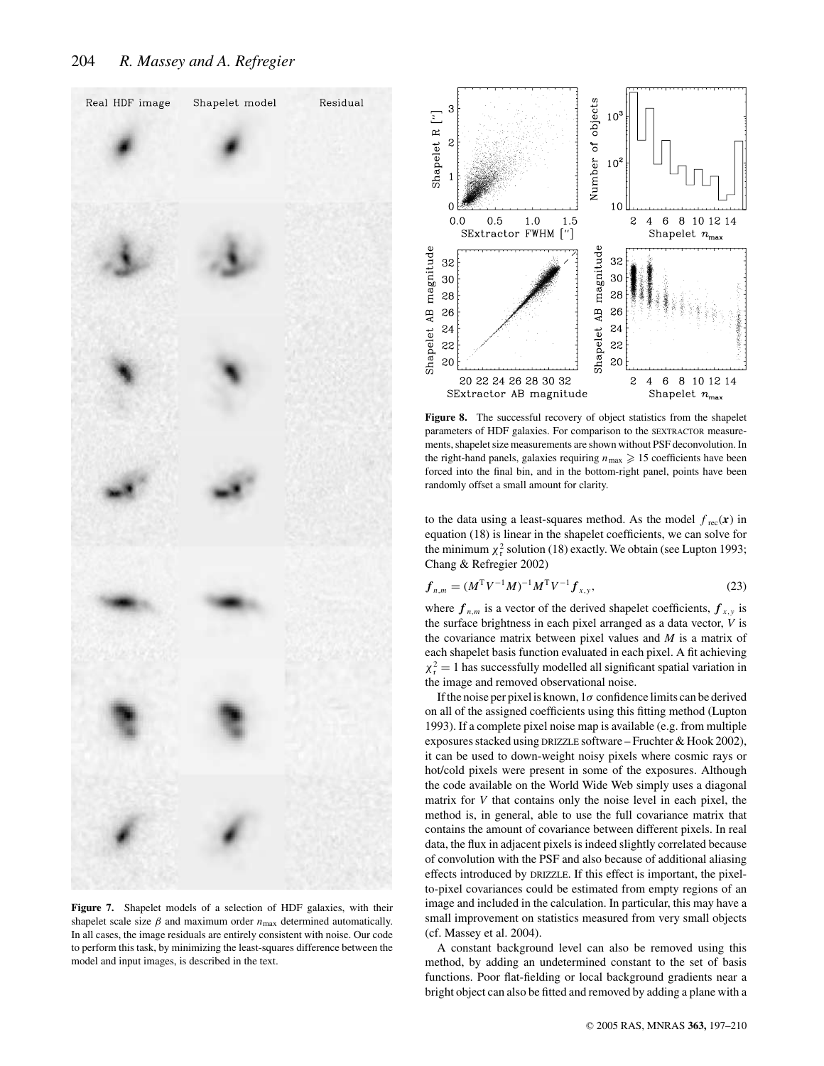**Figure 7.** Shapelet models of a selection of HDF galaxies, with their shapelet scale size $\beta$ and maximum order $n_{\max}$ determined automatically. In all cases, the image residuals are entirely consistent with noise. Our code to perform this task, by minimizing the least-squares difference between the model and input images, is described in the text.

**Figure 8.** The successful recovery of object statistics from the shapelet parameters of HDF galaxies. For comparison to the SEXTRACTOR measurements, shapelet size measurements are shown without PSF deconvolution. In the right-hand panels, galaxies requiring $n_{\max} \geqslant 15$ coefficients have been forced into the final bin, and in the bottom-right panel, points have been randomly offset a small amount for clarity.

to the data using a least-squares method. As the model $f_{\rm rec}(\boldsymbol{x})$ in equation (18) is linear in the shapelet coefficients, we can solve for the minimum $\chi_{\rm r}^2$ solution (18) exactly. We obtain (see Lupton 1993; Chang & Refregier 2002)

$$\boldsymbol{f}_{n,m} = (M^{\rm T} V^{-1} M)^{-1} M^{\rm T} V^{-1} \boldsymbol{f}_{x,y}, \tag{23}$$

where $\boldsymbol{f}_{n,m}$ is a vector of the derived shapelet coefficients, $\boldsymbol{f}_{x,y}$ is the surface brightness in each pixel arranged as a data vector, $V$ is the covariance matrix between pixel values and $M$ is a matrix of each shapelet basis function evaluated in each pixel. A fit achieving $\chi_{\rm r}^2 = 1$ has successfully modelled all significant spatial variation in the image and removed observational noise.

If the noise per pixel is known, $1\sigma$ confidence limits can be derived on all of the assigned coefficients using this fitting method (Lupton 1993). If a complete pixel noise map is available (e.g. from multiple exposures stacked using DRIZZLE software – Fruchter & Hook 2002), it can be used to down-weight noisy pixels where cosmic rays or hot/cold pixels were present in some of the exposures. Although the code available on the World Wide Web simply uses a diagonal matrix for $V$ that contains only the noise level in each pixel, the method is, in general, able to use the full covariance matrix that contains the amount of covariance between different pixels. In real data, the flux in adjacent pixels is indeed slightly correlated because of convolution with the PSF and also because of additional aliasing effects introduced by DRIZZLE. If this effect is important, the pixel-to-pixel covariances could be estimated from empty regions of an image and included in the calculation. In particular, this may have a small improvement on statistics measured from very small objects (cf. Massey et al. 2004).

A constant background level can also be removed using this method, by adding an undetermined constant to the set of basis functions. Poor flat-fielding or local background gradients near a bright object can also be fitted and removed by adding a plane with a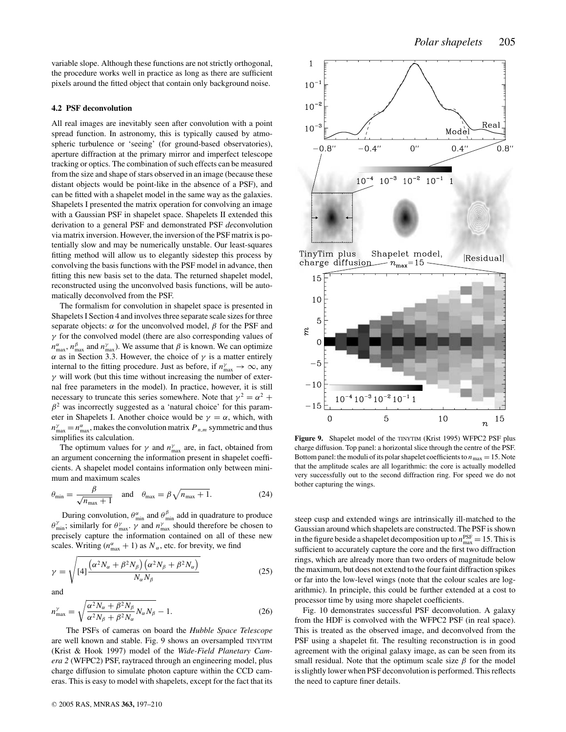variable slope. Although these functions are not strictly orthogonal, the procedure works well in practice as long as there are sufficient pixels around the fitted object that contain only background noise.

### 4.2 PSF deconvolution

All real images are inevitably seen after convolution with a point spread function. In astronomy, this is typically caused by atmospheric turbulence or 'seeing' (for ground-based observatories), aperture diffraction at the primary mirror and imperfect telescope tracking or optics. The combination of such effects can be measured from the size and shape of stars observed in an image (because these distant objects would be point-like in the absence of a PSF), and can be fitted with a shapelet model in the same way as the galaxies. Shapelets I presented the matrix operation for convolving an image with a Gaussian PSF in shapelet space. Shapelets II extended this derivation to a general PSF and demonstrated PSF *de*convolution via matrix inversion. However, the inversion of the PSF matrix is potentially slow and may be numerically unstable. Our least-squares fitting method will allow us to elegantly sidestep this process by convolving the basis functions with the PSF model in advance, then fitting this new basis set to the data. The returned shapelet model, reconstructed using the unconvolved basis functions, will be automatically deconvolved from the PSF.

The formalism for convolution in shapelet space is presented in Shapelets I Section 4 and involves three separate scale sizes for three separate objects: $\alpha$ for the unconvolved model, $\beta$ for the PSF and $\gamma$ for the convolved model (there are also corresponding values of $n_{\max}^{\alpha}$, $n_{\max}^{\beta}$ and $n_{\max}^{\gamma}$). We assume that $\beta$ is known. We can optimize $\alpha$ as in Section 3.3. However, the choice of $\gamma$ is a matter entirely internal to the fitting procedure. Just as before, if $n_{\max}^{\gamma} \to \infty$, any $\gamma$ will work (but this time without increasing the number of external free parameters in the model). In practice, however, it is still necessary to truncate this series somewhere. Note that $\gamma^2 = \alpha^2 + \beta^2$ was incorrectly suggested as a 'natural choice' for this parameter in Shapelets I. Another choice would be $\gamma = \alpha$, which, with $n_{\max}^{\gamma} = n_{\max}^{\alpha}$, makes the convolution matrix $P_{n,m}$ symmetric and thus simplifies its calculation.

The optimum values for $\gamma$ and $n_{\max}^{\gamma}$ are, in fact, obtained from an argument concerning the information present in shapelet coefficients. A shapelet model contains information only between minimum and maximum scales

$$\theta_{\min} = \frac{\beta}{\sqrt{n_{\max}+1}} \quad \text{and} \quad \theta_{\max} = \beta\sqrt{n_{\max}+1}. \tag{24}$$

During convolution, $\theta_{\min}^{\alpha}$ and $\theta_{\min}^{\beta}$ add in quadrature to produce $\theta_{\min}^{\gamma}$; similarly for $\theta_{\max}^{\gamma}$. $\gamma$ and $n_{\max}^{\gamma}$ should therefore be chosen to precisely capture the information contained on all of these new scales. Writing $(n_{\max}^{\alpha}+1)$ as $N_{\alpha}$, etc. for brevity, we find

$$\gamma = \sqrt{[4]{\frac{\left(\alpha^2 N_{\alpha} + \beta^2 N_{\beta}\right)\left(\alpha^2 N_{\beta} + \beta^2 N_{\alpha}\right)}{N_{\alpha} N_{\beta}}}} \tag{25}$$

and

$$n_{\max}^{\gamma} = \sqrt{\frac{\alpha^2 N_{\alpha} + \beta^2 N_{\beta}}{\alpha^2 N_{\beta} + \beta^2 N_{\alpha}} N_{\alpha} N_{\beta}} - 1. \tag{26}$$

The PSFs of cameras on board the *Hubble Space Telescope* are well known and stable. Fig. 9 shows an oversampled TINYTIM (Krist & Hook 1997) model of the *Wide-Field Planetary Camera 2* (WFPC2) PSF, raytraced through an engineering model, plus charge diffusion to simulate photon capture within the CCD cameras. This is easy to model with shapelets, except for the fact that its steep cusp and extended wings are intrinsically ill-matched to the Gaussian around which shapelets are constructed. The PSF is shown in the figure beside a shapelet decomposition up to $n_{\max}^{\text{PSF}} = 15$. This is sufficient to accurately capture the core and the first two diffraction rings, which are already more than two orders of magnitude below the maximum, but does not extend to the four faint diffraction spikes or far into the low-level wings (note that the colour scales are logarithmic). In principle, this could be further extended at a cost to processor time by using more shapelet coefficients.

**Figure 9.** Shapelet model of the TINYTIM (Krist 1995) WFPC2 PSF plus charge diffusion. Top panel: a horizontal slice through the centre of the PSF. Bottom panel: the moduli of its polar shapelet coefficients to $n_{\max} = 15$. Note that the amplitude scales are all logarithmic: the core is actually modelled very successfully out to the second diffraction ring. For speed we do not bother capturing the wings.

Fig. 10 demonstrates successful PSF deconvolution. A galaxy from the HDF is convolved with the WFPC2 PSF (in real space). This is treated as the observed image, and deconvolved from the PSF using a shapelet fit. The resulting reconstruction is in good agreement with the original galaxy image, as can be seen from its small residual. Note that the optimum scale size $\beta$ for the model is slightly lower when PSF deconvolution is performed. This reflects the need to capture finer details.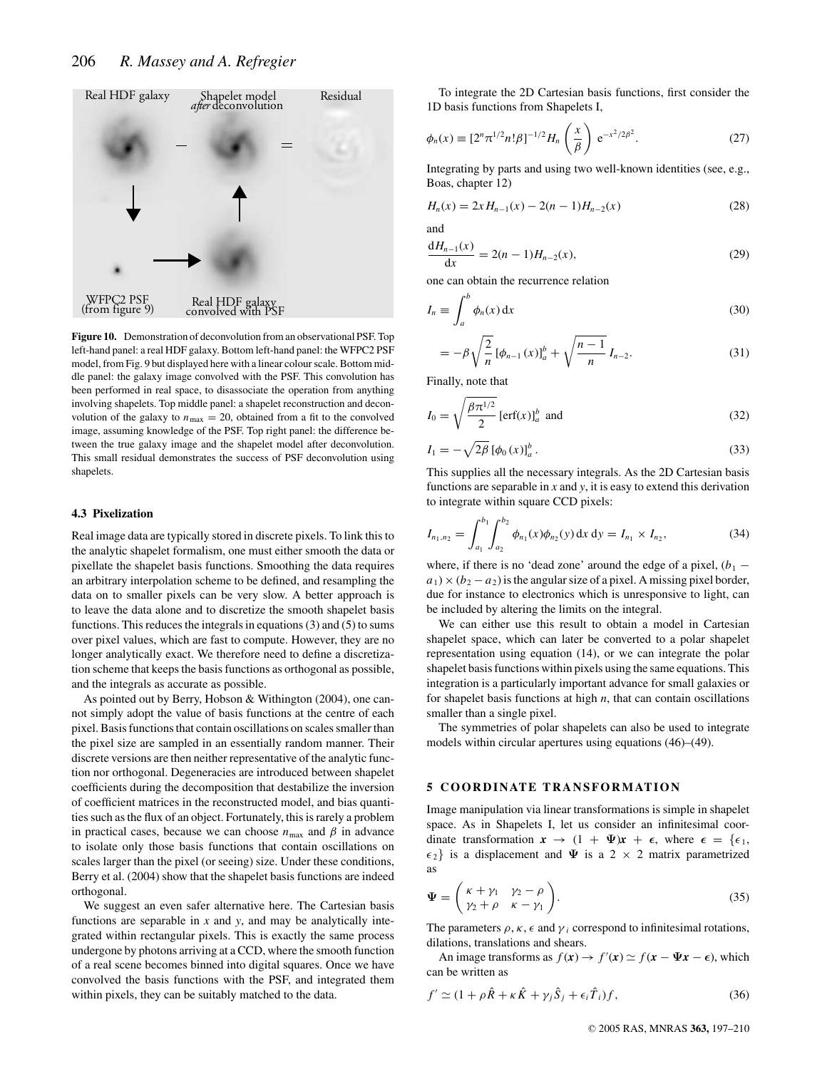Real HDF galaxy

Shapelet model *after* deconvolution

Residual

WFPC2 PSF (from figure 9)

Real HDF galaxy convolved with PSF

**Figure 10.** Demonstration of deconvolution from an observational PSF. Top left-hand panel: a real HDF galaxy. Bottom left-hand panel: the WFPC2 PSF model, from Fig. 9 but displayed here with a linear colour scale. Bottom middle panel: the galaxy image convolved with the PSF. This convolution has been performed in real space, to disassociate the operation from anything involving shapelets. Top middle panel: a shapelet reconstruction and deconvolution of the galaxy to $n_{\max} = 20$, obtained from a fit to the convolved image, assuming knowledge of the PSF. Top right panel: the difference between the true galaxy image and the shapelet model after deconvolution. This small residual demonstrates the success of PSF deconvolution using shapelets.

### 4.3 Pixelization

Real image data are typically stored in discrete pixels. To link this to the analytic shapelet formalism, one must either smooth the data or pixellate the shapelet basis functions. Smoothing the data requires an arbitrary interpolation scheme to be defined, and resampling the data on to smaller pixels can be very slow. A better approach is to leave the data alone and to discretize the smooth shapelet basis functions. This reduces the integrals in equations (3) and (5) to sums over pixel values, which are fast to compute. However, they are no longer analytically exact. We therefore need to define a discretization scheme that keeps the basis functions as orthogonal as possible, and the integrals as accurate as possible.

As pointed out by Berry, Hobson & Withington (2004), one cannot simply adopt the value of basis functions at the centre of each pixel. Basis functions that contain oscillations on scales smaller than the pixel size are sampled in an essentially random manner. Their discrete versions are then neither representative of the analytic function nor orthogonal. Degeneracies are introduced between shapelet coefficients during the decomposition that destabilize the inversion of coefficient matrices in the reconstructed model, and bias quantities such as the flux of an object. Fortunately, this is rarely a problem in practical cases, because we can choose $n_{\max}$ and $\beta$ in advance to isolate only those basis functions that contain oscillations on scales larger than the pixel (or seeing) size. Under these conditions, Berry et al. (2004) show that the shapelet basis functions are indeed orthogonal.

We suggest an even safer alternative here. The Cartesian basis functions are separable in $x$ and $y$, and may be analytically integrated within rectangular pixels. This is exactly the same process undergone by photons arriving at a CCD, where the smooth function of a real scene becomes binned into digital squares. Once we have convolved the basis functions with the PSF, and integrated them within pixels, they can be suitably matched to the data.

To integrate the 2D Cartesian basis functions, first consider the 1D basis functions from Shapelets I,

$$\phi_n(x) \equiv [2^n \pi^{1/2} n! \beta]^{-1/2} H_n\left(\frac{x}{\beta}\right) e^{-x^2/2\beta^2}. \tag{27}$$

Integrating by parts and using two well-known identities (see, e.g., Boas, chapter 12)

$$H_n(x) = 2x H_{n-1}(x) - 2(n-1) H_{n-2}(x) \tag{28}$$

and

$$\frac{dH_{n-1}(x)}{dx} = 2(n-1) H_{n-2}(x), \tag{29}$$

one can obtain the recurrence relation

$$I_n \equiv \int_a^b \phi_n(x)\, dx \tag{30}$$

$$= -\beta \sqrt{\frac{2}{n}}\, [\phi_{n-1}(x)]_a^b + \sqrt{\frac{n-1}{n}}\, I_{n-2}. \tag{31}$$

Finally, note that

$$I_0 = \sqrt{\frac{\beta \pi^{1/2}}{2}}\, [\mathrm{erf}(x)]_a^b \text{ and} \tag{32}$$

$$I_1 = -\sqrt{2\beta}\, [\phi_0(x)]_a^b. \tag{33}$$

This supplies all the necessary integrals. As the 2D Cartesian basis functions are separable in $x$ and $y$, it is easy to extend this derivation to integrate within square CCD pixels:

$$I_{n_1,n_2} = \int_{a_1}^{b_1} \int_{a_2}^{b_2} \phi_{n_1}(x) \phi_{n_2}(y)\, dx\, dy = I_{n_1} \times I_{n_2}, \tag{34}$$

where, if there is no 'dead zone' around the edge of a pixel, $(b_1 - a_1) \times (b_2 - a_2)$ is the angular size of a pixel. A missing pixel border, due for instance to electronics which is unresponsive to light, can be included by altering the limits on the integral.

We can either use this result to obtain a model in Cartesian shapelet space, which can later be converted to a polar shapelet representation using equation (14), or we can integrate the polar shapelet basis functions within pixels using the same equations. This integration is a particularly important advance for small galaxies or for shapelet basis functions at high $n$, that can contain oscillations smaller than a single pixel.

The symmetries of polar shapelets can also be used to integrate models within circular apertures using equations (46)–(49).

## 5 COORDINATE TRANSFORMATION

Image manipulation via linear transformations is simple in shapelet space. As in Shapelets I, let us consider an infinitesimal coordinate transformation $\boldsymbol{x} \rightarrow (1 + \boldsymbol{\Psi})\boldsymbol{x} + \boldsymbol{\epsilon}$, where $\boldsymbol{\epsilon} = \{\epsilon_1, \epsilon_2\}$ is a displacement and $\boldsymbol{\Psi}$ is a $2 \times 2$ matrix parametrized as

$$\boldsymbol{\Psi} = \begin{pmatrix} \kappa + \gamma_1 & \gamma_2 - \rho \\ \gamma_2 + \rho & \kappa - \gamma_1 \end{pmatrix}. \tag{35}$$

The parameters $\rho$, $\kappa$, $\epsilon$ and $\gamma_i$ correspond to infinitesimal rotations, dilations, translations and shears.

An image transforms as $f(\boldsymbol{x}) \rightarrow f'(\boldsymbol{x}) \simeq f(\boldsymbol{x} - \boldsymbol{\Psi}\boldsymbol{x} - \boldsymbol{\epsilon})$, which can be written as

$$f' \simeq (1 + \rho \hat{R} + \kappa \hat{K} + \gamma_j \hat{S}_j + \epsilon_i \hat{T}_i) f, \tag{36}$$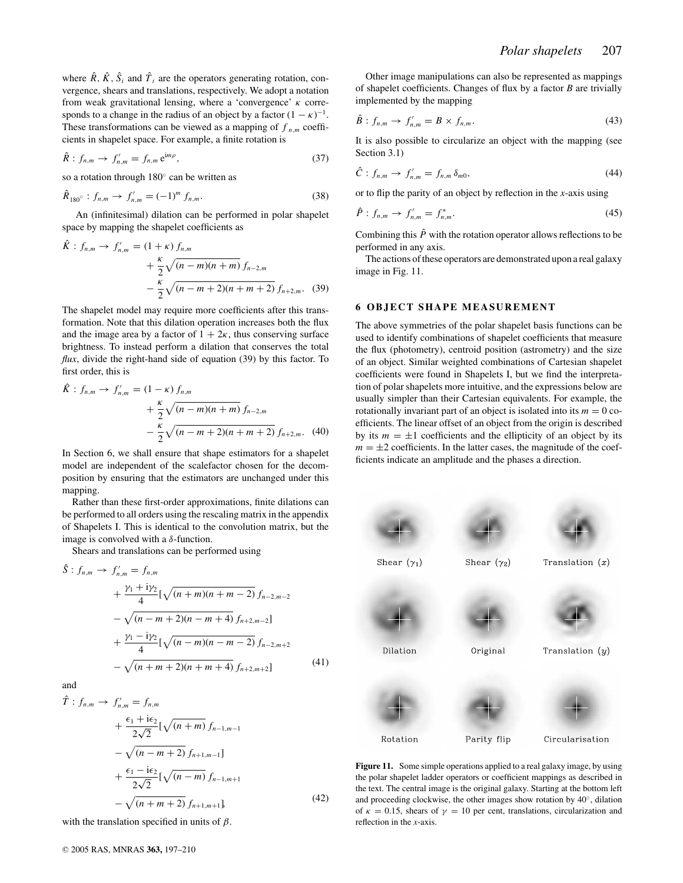where $\hat{R}$, $\hat{K}$, $\hat{S}_i$ and $\hat{T}_i$ are the operators generating rotation, convergence, shears and translations, respectively. We adopt a notation from weak gravitational lensing, where a 'convergence' $\kappa$ corresponds to a change in the radius of an object by a factor $(1-\kappa)^{-1}$. These transformations can be viewed as a mapping of $f_{n,m}$ coefficients in shapelet space. For example, a finite rotation is

$$\hat{R} : f_{n,m} \rightarrow f'_{n,m} = f_{n,m}\, \mathrm{e}^{\mathrm{i}m\rho}, \tag{37}$$

so a rotation through 180° can be written as

$$\hat{R}_{180^\circ} : f_{n,m} \rightarrow f'_{n,m} = (-1)^m f_{n,m}. \tag{38}$$

An (infinitesimal) dilation can be performed in polar shapelet space by mapping the shapelet coefficients as

$$\begin{aligned}\hat{K} : f_{n,m} \rightarrow f'_{n,m} = &(1+\kappa)\, f_{n,m} \\ &+ \frac{\kappa}{2}\sqrt{(n-m)(n+m)}\, f_{n-2,m} \\ &- \frac{\kappa}{2}\sqrt{(n-m+2)(n+m+2)}\, f_{n+2,m}.\end{aligned} \tag{39}$$

The shapelet model may require more coefficients after this transformation. Note that this dilation operation increases both the flux and the image area by a factor of $1+2\kappa$, thus conserving surface brightness. To instead perform a dilation that conserves the total *flux*, divide the right-hand side of equation (39) by this factor. To first order, this is

$$\begin{aligned}\hat{K} : f_{n,m} \rightarrow f'_{n,m} = &(1-\kappa)\, f_{n,m} \\ &+ \frac{\kappa}{2}\sqrt{(n-m)(n+m)}\, f_{n-2,m} \\ &- \frac{\kappa}{2}\sqrt{(n-m+2)(n+m+2)}\, f_{n+2,m}.\end{aligned} \tag{40}$$

In Section 6, we shall ensure that shape estimators for a shapelet model are independent of the scalefactor chosen for the decomposition by ensuring that the estimators are unchanged under this mapping.

Rather than these first-order approximations, finite dilations can be performed to all orders using the rescaling matrix in the appendix of Shapelets I. This is identical to the convolution matrix, but the image is convolved with a $\delta$-function.

Shears and translations can be performed using

$$\begin{aligned}\hat{S} : f_{n,m} \rightarrow f'_{n,m} = &f_{n,m} \\ &+ \frac{\gamma_1 + \mathrm{i}\gamma_2}{4}\big[\sqrt{(n+m)(n+m-2)}\, f_{n-2,m-2} \\ &- \sqrt{(n-m+2)(n-m+4)}\, f_{n+2,m-2}\big] \\ &+ \frac{\gamma_1 - \mathrm{i}\gamma_2}{4}\big[\sqrt{(n-m)(n-m-2)}\, f_{n-2,m+2} \\ &- \sqrt{(n+m+2)(n+m+4)}\, f_{n+2,m+2}\big]\end{aligned} \tag{41}$$

and

$$\begin{aligned}\hat{T} : f_{n,m} \rightarrow f'_{n,m} = &f_{n,m} \\ &+ \frac{\epsilon_1 + \mathrm{i}\epsilon_2}{2\sqrt{2}}\big[\sqrt{(n+m)}\, f_{n-1,m-1} \\ &- \sqrt{(n-m+2)}\, f_{n+1,m-1}\big] \\ &+ \frac{\epsilon_1 - \mathrm{i}\epsilon_2}{2\sqrt{2}}\big[\sqrt{(n-m)}\, f_{n-1,m+1} \\ &- \sqrt{(n+m+2)}\, f_{n+1,m+1}\big],\end{aligned} \tag{42}$$

with the translation specified in units of $\beta$.

Other image manipulations can also be represented as mappings of shapelet coefficients. Changes of flux by a factor $B$ are trivially implemented by the mapping

$$\hat{B} : f_{n,m} \rightarrow f'_{n,m} = B \times f_{n,m}. \tag{43}$$

It is also possible to circularize an object with the mapping (see Section 3.1)

$$\hat{C} : f_{n,m} \rightarrow f'_{n,m} = f_{n,m}\, \delta_{m0}, \tag{44}$$

or to flip the parity of an object by reflection in the $x$-axis using

$$\hat{P} : f_{n,m} \rightarrow f'_{n,m} = f^*_{n,m}. \tag{45}$$

Combining this $\hat{P}$ with the rotation operator allows reflections to be performed in any axis.

The actions of these operators are demonstrated upon a real galaxy image in Fig. 11.

## 6 OBJECT SHAPE MEASUREMENT

The above symmetries of the polar shapelet basis functions can be used to identify combinations of shapelet coefficients that measure the flux (photometry), centroid position (astrometry) and the size of an object. Similar weighted combinations of Cartesian shapelet coefficients were found in Shapelets I, but we find the interpretation of polar shapelets more intuitive, and the expressions below are usually simpler than their Cartesian equivalents. For example, the rotationally invariant part of an object is isolated into its $m = 0$ coefficients. The linear offset of an object from the origin is described by its $m = \pm 1$ coefficients and the ellipticity of an object by its $m = \pm 2$ coefficients. In the latter cases, the magnitude of the coefficients indicate an amplitude and the phases a direction.

Shear ($\gamma_1$) Shear ($\gamma_2$) Translation ($x$)

Dilation Original Translation ($y$)

Rotation Parity flip Circularisation

**Figure 11.** Some simple operations applied to a real galaxy image, by using the polar shapelet ladder operators or coefficient mappings as described in the text. The central image is the original galaxy. Starting at the bottom left and proceeding clockwise, the other images show rotation by 40°, dilation of $\kappa = 0.15$, shears of $\gamma = 10$ per cent, translations, circularization and reflection in the $x$-axis.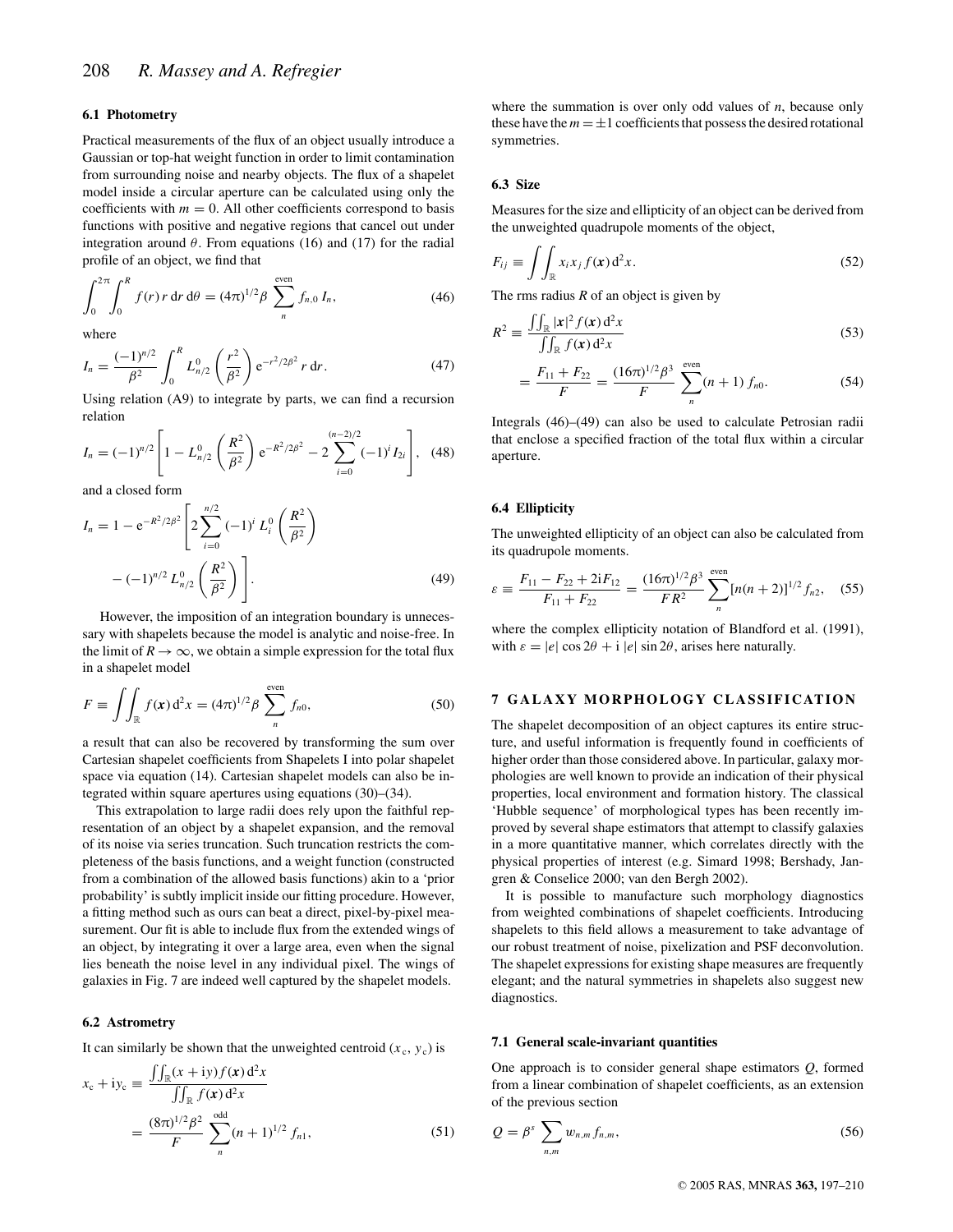### 6.1 Photometry

Practical measurements of the flux of an object usually introduce a Gaussian or top-hat weight function in order to limit contamination from surrounding noise and nearby objects. The flux of a shapelet model inside a circular aperture can be calculated using only the coefficients with $m = 0$. All other coefficients correspond to basis functions with positive and negative regions that cancel out under integration around $\theta$. From equations (16) and (17) for the radial profile of an object, we find that

$$\int_0^{2\pi}\int_0^R f(r)\, r\, \mathrm{d}r\, \mathrm{d}\theta = (4\pi)^{1/2}\beta \sum_n^{\text{even}} f_{n,0}\, I_n, \tag{46}$$

where

$$I_n = \frac{(-1)^{n/2}}{\beta^2}\int_0^R L_{n/2}^0\left(\frac{r^2}{\beta^2}\right) \mathrm{e}^{-r^2/2\beta^2}\, r\, \mathrm{d}r. \tag{47}$$

Using relation (A9) to integrate by parts, we can find a recursion relation

$$I_n = (-1)^{n/2}\left[1 - L_{n/2}^0\left(\frac{R^2}{\beta^2}\right)\mathrm{e}^{-R^2/2\beta^2} - 2\sum_{i=0}^{(n-2)/2}(-1)^i I_{2i}\right], \tag{48}$$

and a closed form

$$I_n = 1 - \mathrm{e}^{-R^2/2\beta^2}\left[2\sum_{i=0}^{n/2}(-1)^i L_i^0\left(\frac{R^2}{\beta^2}\right) - (-1)^{n/2} L_{n/2}^0\left(\frac{R^2}{\beta^2}\right)\right]. \tag{49}$$

However, the imposition of an integration boundary is unnecessary with shapelets because the model is analytic and noise-free. In the limit of $R \to \infty$, we obtain a simple expression for the total flux in a shapelet model

$$F \equiv \iint_{\mathbb{R}} f(\boldsymbol{x})\, \mathrm{d}^2x = (4\pi)^{1/2}\beta\sum_n^{\text{even}} f_{n0}, \tag{50}$$

a result that can also be recovered by transforming the sum over Cartesian shapelet coefficients from Shapelets I into polar shapelet space via equation (14). Cartesian shapelet models can also be integrated within square apertures using equations (30)–(34).

This extrapolation to large radii does rely upon the faithful representation of an object by a shapelet expansion, and the removal of its noise via series truncation. Such truncation restricts the completeness of the basis functions, and a weight function (constructed from a combination of the allowed basis functions) akin to a 'prior probability' is subtly implicit inside our fitting procedure. However, a fitting method such as ours can beat a direct, pixel-by-pixel measurement. Our fit is able to include flux from the extended wings of an object, by integrating it over a large area, even when the signal lies beneath the noise level in any individual pixel. The wings of galaxies in Fig. 7 are indeed well captured by the shapelet models.

### 6.2 Astrometry

It can similarly be shown that the unweighted centroid $(x_c, y_c)$ is

$$x_c + \mathrm{i}y_c \equiv \frac{\iint_{\mathbb{R}}(x+\mathrm{i}y) f(\boldsymbol{x})\, \mathrm{d}^2x}{\iint_{\mathbb{R}} f(\boldsymbol{x})\, \mathrm{d}^2x} = \frac{(8\pi)^{1/2}\beta^2}{F}\sum_n^{\text{odd}}(n+1)^{1/2} f_{n1}, \tag{51}$$

where the summation is over only odd values of $n$, because only these have the $m = \pm 1$ coefficients that possess the desired rotational symmetries.

### 6.3 Size

Measures for the size and ellipticity of an object can be derived from the unweighted quadrupole moments of the object,

$$F_{ij} \equiv \iint_{\mathbb{R}} x_i x_j f(\boldsymbol{x})\, \mathrm{d}^2x. \tag{52}$$

The rms radius $R$ of an object is given by

$$R^2 \equiv \frac{\iint_{\mathbb{R}}|\boldsymbol{x}|^2 f(\boldsymbol{x})\, \mathrm{d}^2x}{\iint_{\mathbb{R}} f(\boldsymbol{x})\, \mathrm{d}^2x} \tag{53}$$

$$= \frac{F_{11}+F_{22}}{F} = \frac{(16\pi)^{1/2}\beta^3}{F}\sum_n^{\text{even}}(n+1)\, f_{n0}. \tag{54}$$

Integrals (46)–(49) can also be used to calculate Petrosian radii that enclose a specified fraction of the total flux within a circular aperture.

### 6.4 Ellipticity

The unweighted ellipticity of an object can also be calculated from its quadrupole moments.

$$\varepsilon \equiv \frac{F_{11}-F_{22}+2\mathrm{i}F_{12}}{F_{11}+F_{22}} = \frac{(16\pi)^{1/2}\beta^3}{FR^2}\sum_n^{\text{even}}[n(n+2)]^{1/2} f_{n2}, \tag{55}$$

where the complex ellipticity notation of Blandford et al. (1991), with $\varepsilon = |e|\cos 2\theta + \mathrm{i}\,|e|\sin 2\theta$, arises here naturally.

## 7 GALAXY MORPHOLOGY CLASSIFICATION

The shapelet decomposition of an object captures its entire structure, and useful information is frequently found in coefficients of higher order than those considered above. In particular, galaxy morphologies are well known to provide an indication of their physical properties, local environment and formation history. The classical 'Hubble sequence' of morphological types has been recently improved by several shape estimators that attempt to classify galaxies in a more quantitative manner, which correlates directly with the physical properties of interest (e.g. Simard 1998; Bershady, Jangren & Conselice 2000; van den Bergh 2002).

It is possible to manufacture such morphology diagnostics from weighted combinations of shapelet coefficients. Introducing shapelets to this field allows a measurement to take advantage of our robust treatment of noise, pixelization and PSF deconvolution. The shapelet expressions for existing shape measures are frequently elegant; and the natural symmetries in shapelets also suggest new diagnostics.

### 7.1 General scale-invariant quantities

One approach is to consider general shape estimators $Q$, formed from a linear combination of shapelet coefficients, as an extension of the previous section

$$Q = \beta^s \sum_{n,m} w_{n,m} f_{n,m}, \tag{56}$$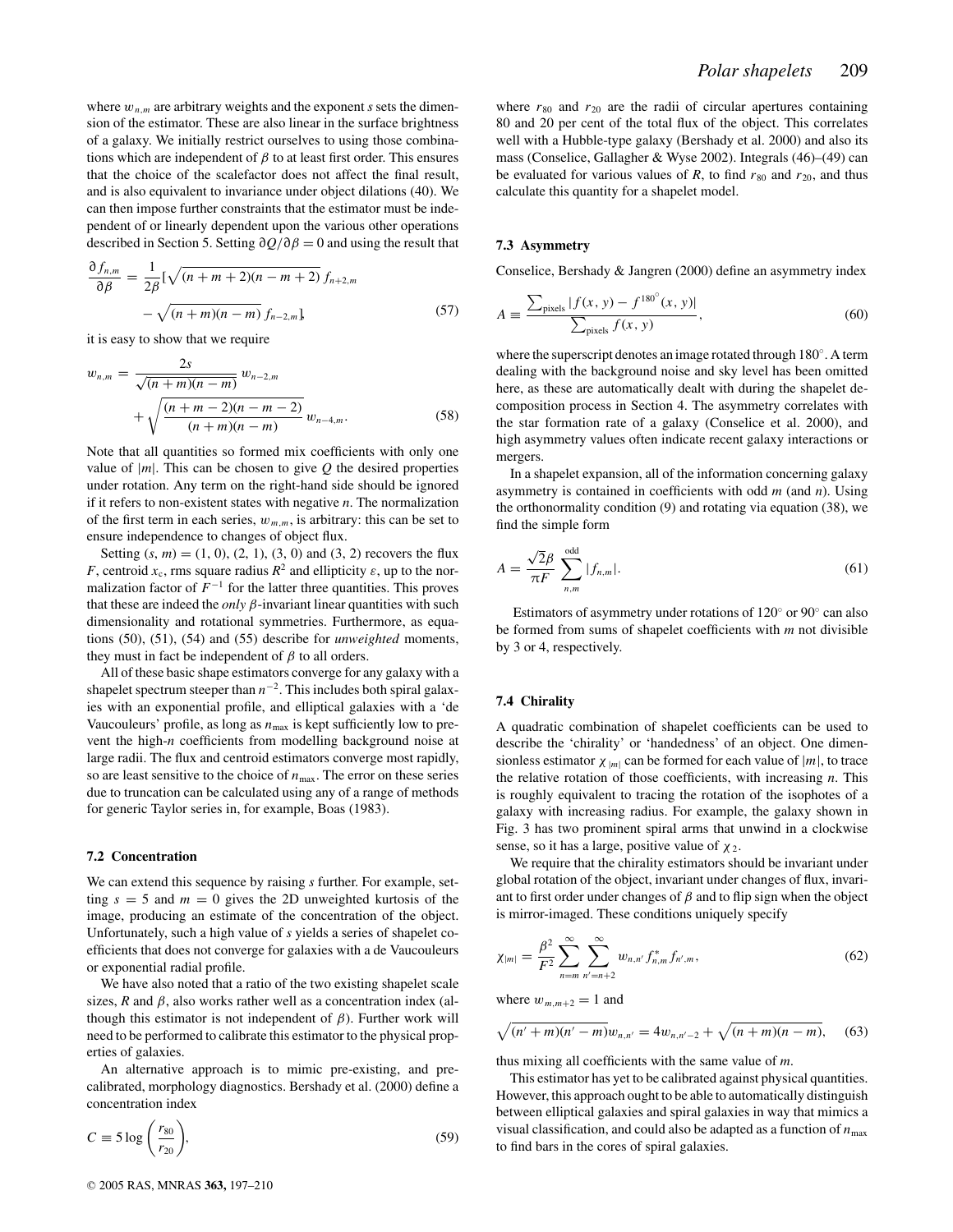where $w_{n,m}$ are arbitrary weights and the exponent $s$ sets the dimension of the estimator. These are also linear in the surface brightness of a galaxy. We initially restrict ourselves to using those combinations which are independent of $\beta$ to at least first order. This ensures that the choice of the scalefactor does not affect the final result, and is also equivalent to invariance under object dilations (40). We can then impose further constraints that the estimator must be independent of or linearly dependent upon the various other operations described in Section 5. Setting $\partial Q/\partial\beta = 0$ and using the result that

$$\frac{\partial f_{n,m}}{\partial \beta} = \frac{1}{2\beta}\left[\sqrt{(n+m+2)(n-m+2)}\, f_{n+2,m} - \sqrt{(n+m)(n-m)}\, f_{n-2,m}\right], \tag{57}$$

it is easy to show that we require

$$w_{n,m} = \frac{2s}{\sqrt{(n+m)(n-m)}}\, w_{n-2,m} + \sqrt{\frac{(n+m-2)(n-m-2)}{(n+m)(n-m)}}\, w_{n-4,m}. \tag{58}$$

Note that all quantities so formed mix coefficients with only one value of $|m|$. This can be chosen to give $Q$ the desired properties under rotation. Any term on the right-hand side should be ignored if it refers to non-existent states with negative $n$. The normalization of the first term in each series, $w_{m,m}$, is arbitrary: this can be set to ensure independence to changes of object flux.

Setting $(s, m) = (1, 0)$, $(2, 1)$, $(3, 0)$ and $(3, 2)$ recovers the flux $F$, centroid $x_c$, rms square radius $R^2$ and ellipticity $\varepsilon$, up to the normalization factor of $F^{-1}$ for the latter three quantities. This proves that these are indeed the *only* $\beta$-invariant linear quantities with such dimensionality and rotational symmetries. Furthermore, as equations (50), (51), (54) and (55) describe for *unweighted* moments, they must in fact be independent of $\beta$ to all orders.

All of these basic shape estimators converge for any galaxy with a shapelet spectrum steeper than $n^{-2}$. This includes both spiral galaxies with an exponential profile, and elliptical galaxies with a 'de Vaucouleurs' profile, as long as $n_{\max}$ is kept sufficiently low to prevent the high-$n$ coefficients from modelling background noise at large radii. The flux and centroid estimators converge most rapidly, so are least sensitive to the choice of $n_{\max}$. The error on these series due to truncation can be calculated using any of a range of methods for generic Taylor series in, for example, Boas (1983).

### 7.2 Concentration

We can extend this sequence by raising $s$ further. For example, setting $s = 5$ and $m = 0$ gives the 2D unweighted kurtosis of the image, producing an estimate of the concentration of the object. Unfortunately, such a high value of $s$ yields a series of shapelet coefficients that does not converge for galaxies with a de Vaucouleurs or exponential radial profile.

We have also noted that a ratio of the two existing shapelet scale sizes, $R$ and $\beta$, also works rather well as a concentration index (although this estimator is not independent of $\beta$). Further work will need to be performed to calibrate this estimator to the physical properties of galaxies.

An alternative approach is to mimic pre-existing, and pre-calibrated, morphology diagnostics. Bershady et al. (2000) define a concentration index

$$C \equiv 5\log\left(\frac{r_{80}}{r_{20}}\right), \tag{59}$$

where $r_{80}$ and $r_{20}$ are the radii of circular apertures containing 80 and 20 per cent of the total flux of the object. This correlates well with a Hubble-type galaxy (Bershady et al. 2000) and also its mass (Conselice, Gallagher & Wyse 2002). Integrals (46)–(49) can be evaluated for various values of $R$, to find $r_{80}$ and $r_{20}$, and thus calculate this quantity for a shapelet model.

### 7.3 Asymmetry

Conselice, Bershady & Jangren (2000) define an asymmetry index

$$A \equiv \frac{\sum_{\text{pixels}} |f(x,y) - f^{180^\circ}(x,y)|}{\sum_{\text{pixels}} f(x,y)}, \tag{60}$$

where the superscript denotes an image rotated through $180^\circ$. A term dealing with the background noise and sky level has been omitted here, as these are automatically dealt with during the shapelet decomposition process in Section 4. The asymmetry correlates with the star formation rate of a galaxy (Conselice et al. 2000), and high asymmetry values often indicate recent galaxy interactions or mergers.

In a shapelet expansion, all of the information concerning galaxy asymmetry is contained in coefficients with odd $m$ (and $n$). Using the orthonormality condition (9) and rotating via equation (38), we find the simple form

$$A = \frac{\sqrt{2}\beta}{\pi F} \sum_{n,m}^{\text{odd}} |f_{n,m}|. \tag{61}$$

Estimators of asymmetry under rotations of $120^\circ$ or $90^\circ$ can also be formed from sums of shapelet coefficients with $m$ not divisible by 3 or 4, respectively.

### 7.4 Chirality

A quadratic combination of shapelet coefficients can be used to describe the 'chirality' or 'handedness' of an object. One dimensionless estimator $\chi_{|m|}$ can be formed for each value of $|m|$, to trace the relative rotation of those coefficients, with increasing $n$. This is roughly equivalent to tracing the rotation of the isophotes of a galaxy with increasing radius. For example, the galaxy shown in Fig. 3 has two prominent spiral arms that unwind in a clockwise sense, so it has a large, positive value of $\chi_2$.

We require that the chirality estimators should be invariant under global rotation of the object, invariant under changes of flux, invariant to first order under changes of $\beta$ and to flip sign when the object is mirror-imaged. These conditions uniquely specify

$$\chi_{|m|} = \frac{\beta^2}{F^2} \sum_{n=m}^{\infty} \sum_{n'=n+2}^{\infty} w_{n,n'} f^*_{n,m} f_{n',m}, \tag{62}$$

where $w_{m,m+2} = 1$ and

$$\sqrt{(n'+m)(n'-m)}\, w_{n,n'} = 4 w_{n,n'-2} + \sqrt{(n+m)(n-m)}, \tag{63}$$

thus mixing all coefficients with the same value of $m$.

This estimator has yet to be calibrated against physical quantities. However, this approach ought to be able to automatically distinguish between elliptical galaxies and spiral galaxies in way that mimics a visual classification, and could also be adapted as a function of $n_{\max}$ to find bars in the cores of spiral galaxies.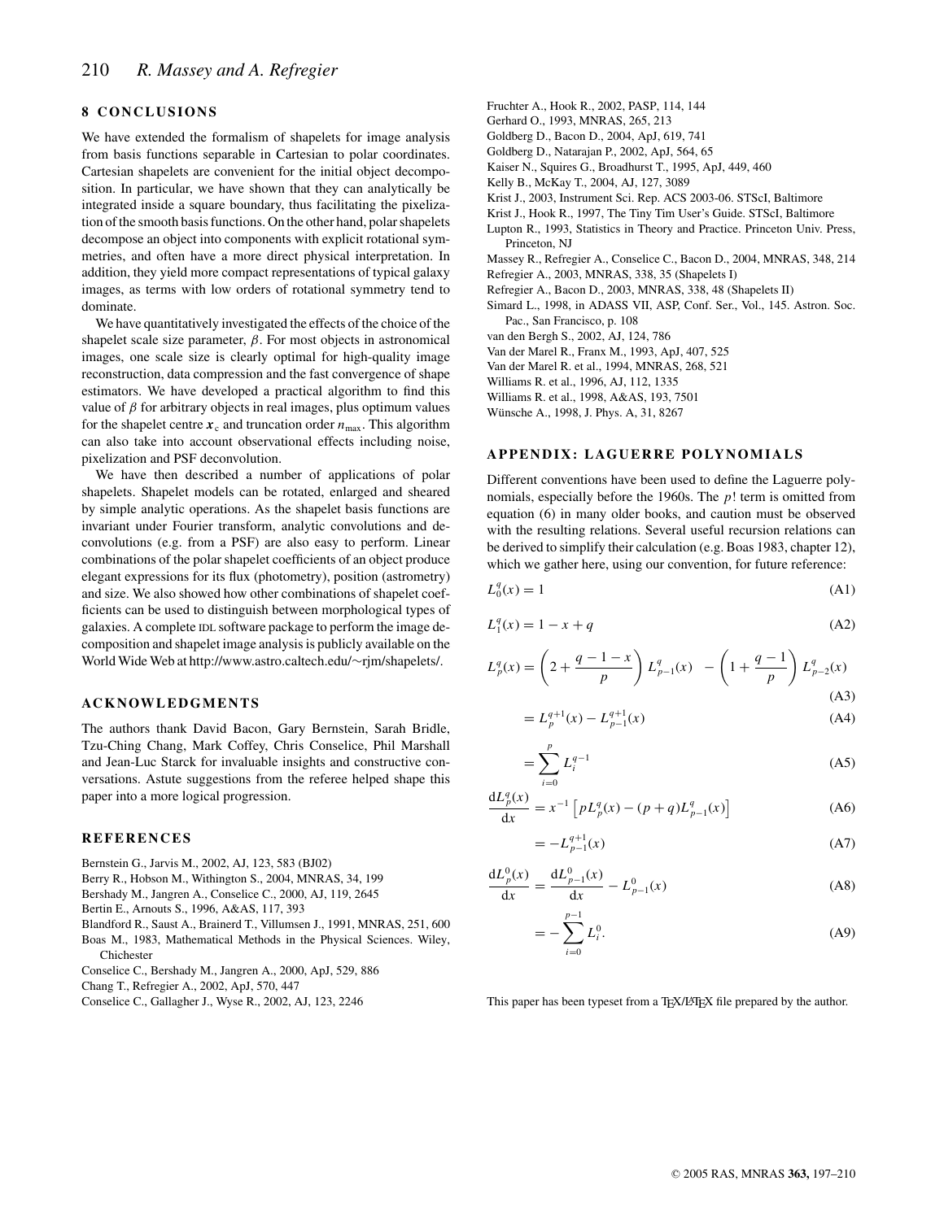## 8 CONCLUSIONS

We have extended the formalism of shapelets for image analysis from basis functions separable in Cartesian to polar coordinates. Cartesian shapelets are convenient for the initial object decomposition. In particular, we have shown that they can analytically be integrated inside a square boundary, thus facilitating the pixelization of the smooth basis functions. On the other hand, polar shapelets decompose an object into components with explicit rotational symmetries, and often have a more direct physical interpretation. In addition, they yield more compact representations of typical galaxy images, as terms with low orders of rotational symmetry tend to dominate.

We have quantitatively investigated the effects of the choice of the shapelet scale size parameter, $\beta$. For most objects in astronomical images, one scale size is clearly optimal for high-quality image reconstruction, data compression and the fast convergence of shape estimators. We have developed a practical algorithm to find this value of $\beta$ for arbitrary objects in real images, plus optimum values for the shapelet centre $\boldsymbol{x}_c$ and truncation order $n_{\max}$. This algorithm can also take into account observational effects including noise, pixelization and PSF deconvolution.

We have then described a number of applications of polar shapelets. Shapelet models can be rotated, enlarged and sheared by simple analytic operations. As the shapelet basis functions are invariant under Fourier transform, analytic convolutions and deconvolutions (e.g. from a PSF) are also easy to perform. Linear combinations of the polar shapelet coefficients of an object produce elegant expressions for its flux (photometry), position (astrometry) and size. We also showed how other combinations of shapelet coefficients can be used to distinguish between morphological types of galaxies. A complete IDL software package to perform the image decomposition and shapelet image analysis is publicly available on the World Wide Web at http://www.astro.caltech.edu/~rjm/shapelets/.

## ACKNOWLEDGMENTS

The authors thank David Bacon, Gary Bernstein, Sarah Bridle, Tzu-Ching Chang, Mark Coffey, Chris Conselice, Phil Marshall and Jean-Luc Starck for invaluable insights and constructive conversations. Astute suggestions from the referee helped shape this paper into a more logical progression.

## REFERENCES

Bernstein G., Jarvis M., 2002, AJ, 123, 583 (BJ02)
Berry R., Hobson M., Withington S., 2004, MNRAS, 34, 199
Bershady M., Jangren A., Conselice C., 2000, AJ, 119, 2645
Bertin E., Arnouts S., 1996, A&AS, 117, 393
Blandford R., Saust A., Brainerd T., Villumsen J., 1991, MNRAS, 251, 600
Boas M., 1983, Mathematical Methods in the Physical Sciences. Wiley, Chichester
Conselice C., Bershady M., Jangren A., 2000, ApJ, 529, 886
Chang T., Refregier A., 2002, ApJ, 570, 447
Conselice C., Gallagher J., Wyse R., 2002, AJ, 123, 2246
Fruchter A., Hook R., 2002, PASP, 114, 144
Gerhard O., 1993, MNRAS, 265, 213
Goldberg D., Bacon D., 2004, ApJ, 619, 741
Goldberg D., Natarajan P., 2002, ApJ, 564, 65
Kaiser N., Squires G., Broadhurst T., 1995, ApJ, 449, 460
Kelly B., McKay T., 2004, AJ, 127, 3089
Krist J., 2003, Instrument Sci. Rep. ACS 2003-06. STScI, Baltimore
Krist J., Hook R., 1997, The Tiny Tim User's Guide. STScI, Baltimore
Lupton R., 1993, Statistics in Theory and Practice. Princeton Univ. Press, Princeton, NJ
Massey R., Refregier A., Conselice C., Bacon D., 2004, MNRAS, 348, 214
Refregier A., 2003, MNRAS, 338, 35 (Shapelets I)
Refregier A., Bacon D., 2003, MNRAS, 338, 48 (Shapelets II)
Simard L., 1998, in ADASS VII, ASP, Conf. Ser., Vol., 145. Astron. Soc. Pac., San Francisco, p. 108
van den Bergh S., 2002, AJ, 124, 786
Van der Marel R., Franx M., 1993, ApJ, 407, 525
Van der Marel R. et al., 1994, MNRAS, 268, 521
Williams R. et al., 1996, AJ, 112, 1335
Williams R. et al., 1998, A&AS, 193, 7501
Wünsche A., 1998, J. Phys. A, 31, 8267

## APPENDIX: LAGUERRE POLYNOMIALS

Different conventions have been used to define the Laguerre polynomials, especially before the 1960s. The $p!$ term is omitted from equation (6) in many older books, and caution must be observed with the resulting relations. Several useful recursion relations can be derived to simplify their calculation (e.g. Boas 1983, chapter 12), which we gather here, using our convention, for future reference:

$$L_0^q(x) = 1 \tag{A1}$$

$$L_1^q(x) = 1 - x + q \tag{A2}$$

$$L_p^q(x) = \left(2 + \frac{q-1-x}{p}\right) L_{p-1}^q(x) \;\; - \left(1 + \frac{q-1}{p}\right) L_{p-2}^q(x) \tag{A3}$$

$$= L_p^{q+1}(x) - L_{p-1}^{q+1}(x) \tag{A4}$$

$$= \sum_{i=0}^{p} L_i^{q-1} \tag{A5}$$

$$\frac{\mathrm{d}L_p^q(x)}{\mathrm{d}x} = x^{-1}\left[pL_p^q(x) - (p+q)L_{p-1}^q(x)\right] \tag{A6}$$

$$= -L_{p-1}^{q+1}(x) \tag{A7}$$

$$\frac{\mathrm{d}L_p^0(x)}{\mathrm{d}x} = \frac{\mathrm{d}L_{p-1}^0(x)}{\mathrm{d}x} - L_{p-1}^0(x) \tag{A8}$$

$$= -\sum_{i=0}^{p-1} L_i^0. \tag{A9}$$

This paper has been typeset from a TEX/LATEX file prepared by the author.